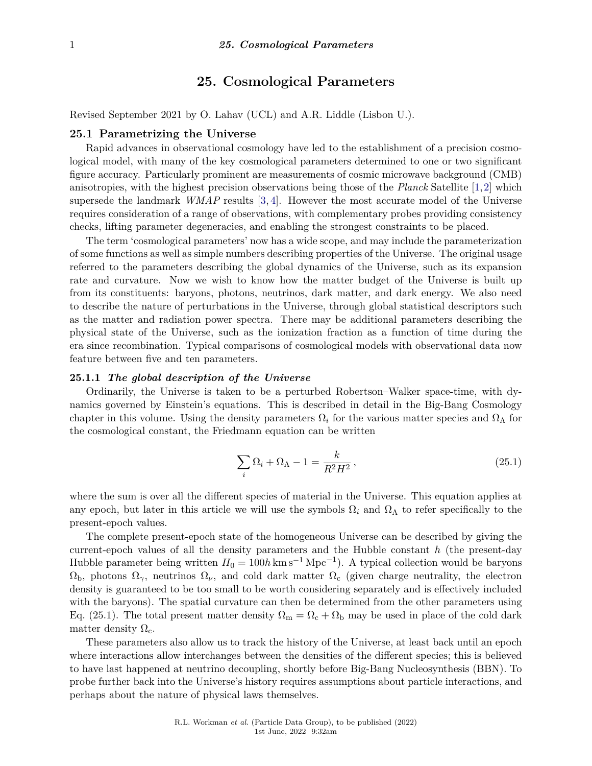# 25. Cosmological Parameters

Revised September 2021 by O. Lahav (UCL) and A.R. Liddle (Lisbon U.).

## 25.1 Parametrizing the Universe

Rapid advances in observational cosmology have led to the establishment of a precision cosmological model, with many of the key cosmological parameters determined to one or two significant figure accuracy. Particularly prominent are measurements of cosmic microwave background (CMB) anisotropies, with the highest precision observations being those of the *Planck* Satellite [1,2] which supersede the landmark *WMAP* results [3,4]. However the most accurate model of the Universe requires consideration of a range of observations, with complementary probes providing consistency checks, lifting parameter degeneracies, and enabling the strongest constraints to be placed.

The term 'cosmological parameters' now has a wide scope, and may include the parameterization of some functions as well as simple numbers describing properties of the Universe. The original usage referred to the parameters describing the global dynamics of the Universe, such as its expansion rate and curvature. Now we wish to know how the matter budget of the Universe is built up from its constituents: baryons, photons, neutrinos, dark matter, and dark energy. We also need to describe the nature of perturbations in the Universe, through global statistical descriptors such as the matter and radiation power spectra. There may be additional parameters describing the physical state of the Universe, such as the ionization fraction as a function of time during the era since recombination. Typical comparisons of cosmological models with observational data now feature between five and ten parameters.

### 25.1.1 *The global description of the Universe*

Ordinarily, the Universe is taken to be a perturbed Robertson–Walker space-time, with dynamics governed by Einstein's equations. This is described in detail in the Big-Bang Cosmology chapter in this volume. Using the density parameters $\Omega_i$ for the various matter species and $\Omega_\Lambda$ for the cosmological constant, the Friedmann equation can be written

$$\sum_i \Omega_i + \Omega_\Lambda - 1 = \frac{k}{R^2 H^2}\,, \tag{25.1}$$

where the sum is over all the different species of material in the Universe. This equation applies at any epoch, but later in this article we will use the symbols $\Omega_i$ and $\Omega_\Lambda$ to refer specifically to the present-epoch values.

The complete present-epoch state of the homogeneous Universe can be described by giving the current-epoch values of all the density parameters and the Hubble constant $h$ (the present-day Hubble parameter being written $H_0 = 100h\,\mathrm{km\,s^{-1}\,Mpc^{-1}}$). A typical collection would be baryons $\Omega_\mathrm{b}$, photons $\Omega_\gamma$, neutrinos $\Omega_\nu$, and cold dark matter $\Omega_\mathrm{c}$ (given charge neutrality, the electron density is guaranteed to be too small to be worth considering separately and is effectively included with the baryons). The spatial curvature can then be determined from the other parameters using Eq. (25.1). The total present matter density $\Omega_\mathrm{m} = \Omega_\mathrm{c} + \Omega_\mathrm{b}$ may be used in place of the cold dark matter density $\Omega_\mathrm{c}$.

These parameters also allow us to track the history of the Universe, at least back until an epoch where interactions allow interchanges between the densities of the different species; this is believed to have last happened at neutrino decoupling, shortly before Big-Bang Nucleosynthesis (BBN). To probe further back into the Universe's history requires assumptions about particle interactions, and perhaps about the nature of physical laws themselves.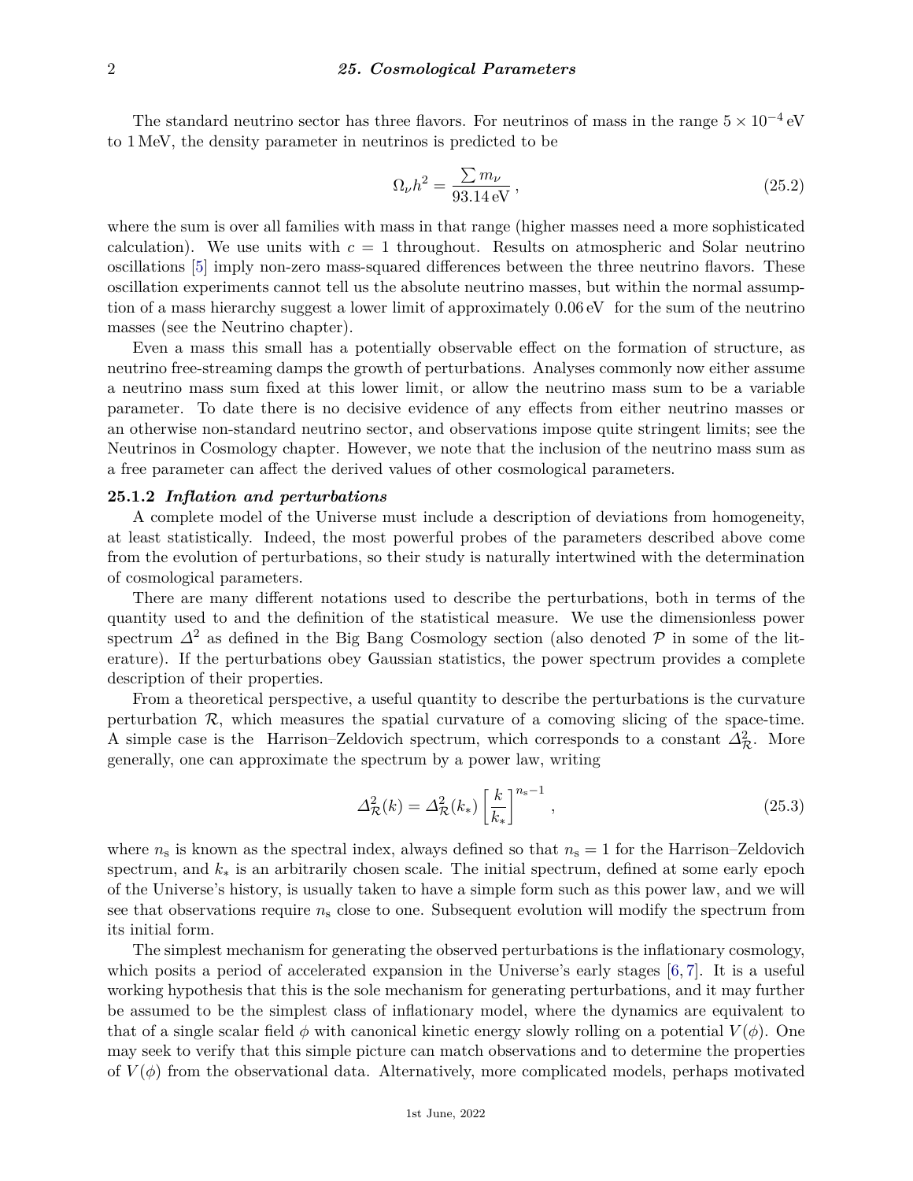The standard neutrino sector has three flavors. For neutrinos of mass in the range $5 \times 10^{-4}$ eV to 1 MeV, the density parameter in neutrinos is predicted to be

$$\Omega_\nu h^2 = \frac{\sum m_\nu}{93.14\,\text{eV}}\,, \tag{25.2}$$

where the sum is over all families with mass in that range (higher masses need a more sophisticated calculation). We use units with $c = 1$ throughout. Results on atmospheric and Solar neutrino oscillations [5] imply non-zero mass-squared differences between the three neutrino flavors. These oscillation experiments cannot tell us the absolute neutrino masses, but within the normal assumption of a mass hierarchy suggest a lower limit of approximately 0.06 eV for the sum of the neutrino masses (see the Neutrino chapter).

Even a mass this small has a potentially observable effect on the formation of structure, as neutrino free-streaming damps the growth of perturbations. Analyses commonly now either assume a neutrino mass sum fixed at this lower limit, or allow the neutrino mass sum to be a variable parameter. To date there is no decisive evidence of any effects from either neutrino masses or an otherwise non-standard neutrino sector, and observations impose quite stringent limits; see the Neutrinos in Cosmology chapter. However, we note that the inclusion of the neutrino mass sum as a free parameter can affect the derived values of other cosmological parameters.

### 25.1.2 *Inflation and perturbations*

A complete model of the Universe must include a description of deviations from homogeneity, at least statistically. Indeed, the most powerful probes of the parameters described above come from the evolution of perturbations, so their study is naturally intertwined with the determination of cosmological parameters.

There are many different notations used to describe the perturbations, both in terms of the quantity used to and the definition of the statistical measure. We use the dimensionless power spectrum $\Delta^2$ as defined in the Big Bang Cosmology section (also denoted $\mathcal{P}$ in some of the literature). If the perturbations obey Gaussian statistics, the power spectrum provides a complete description of their properties.

From a theoretical perspective, a useful quantity to describe the perturbations is the curvature perturbation $\mathcal{R}$, which measures the spatial curvature of a comoving slicing of the space-time. A simple case is the Harrison–Zeldovich spectrum, which corresponds to a constant $\Delta^2_{\mathcal{R}}$. More generally, one can approximate the spectrum by a power law, writing

$$\Delta^2_{\mathcal{R}}(k) = \Delta^2_{\mathcal{R}}(k_*) \left[\frac{k}{k_*}\right]^{n_\text{s}-1}\,, \tag{25.3}$$

where $n_\text{s}$ is known as the spectral index, always defined so that $n_\text{s} = 1$ for the Harrison–Zeldovich spectrum, and $k_*$ is an arbitrarily chosen scale. The initial spectrum, defined at some early epoch of the Universe's history, is usually taken to have a simple form such as this power law, and we will see that observations require $n_\text{s}$ close to one. Subsequent evolution will modify the spectrum from its initial form.

The simplest mechanism for generating the observed perturbations is the inflationary cosmology, which posits a period of accelerated expansion in the Universe's early stages [6, 7]. It is a useful working hypothesis that this is the sole mechanism for generating perturbations, and it may further be assumed to be the simplest class of inflationary model, where the dynamics are equivalent to that of a single scalar field $\phi$ with canonical kinetic energy slowly rolling on a potential $V(\phi)$. One may seek to verify that this simple picture can match observations and to determine the properties of $V(\phi)$ from the observational data. Alternatively, more complicated models, perhaps motivated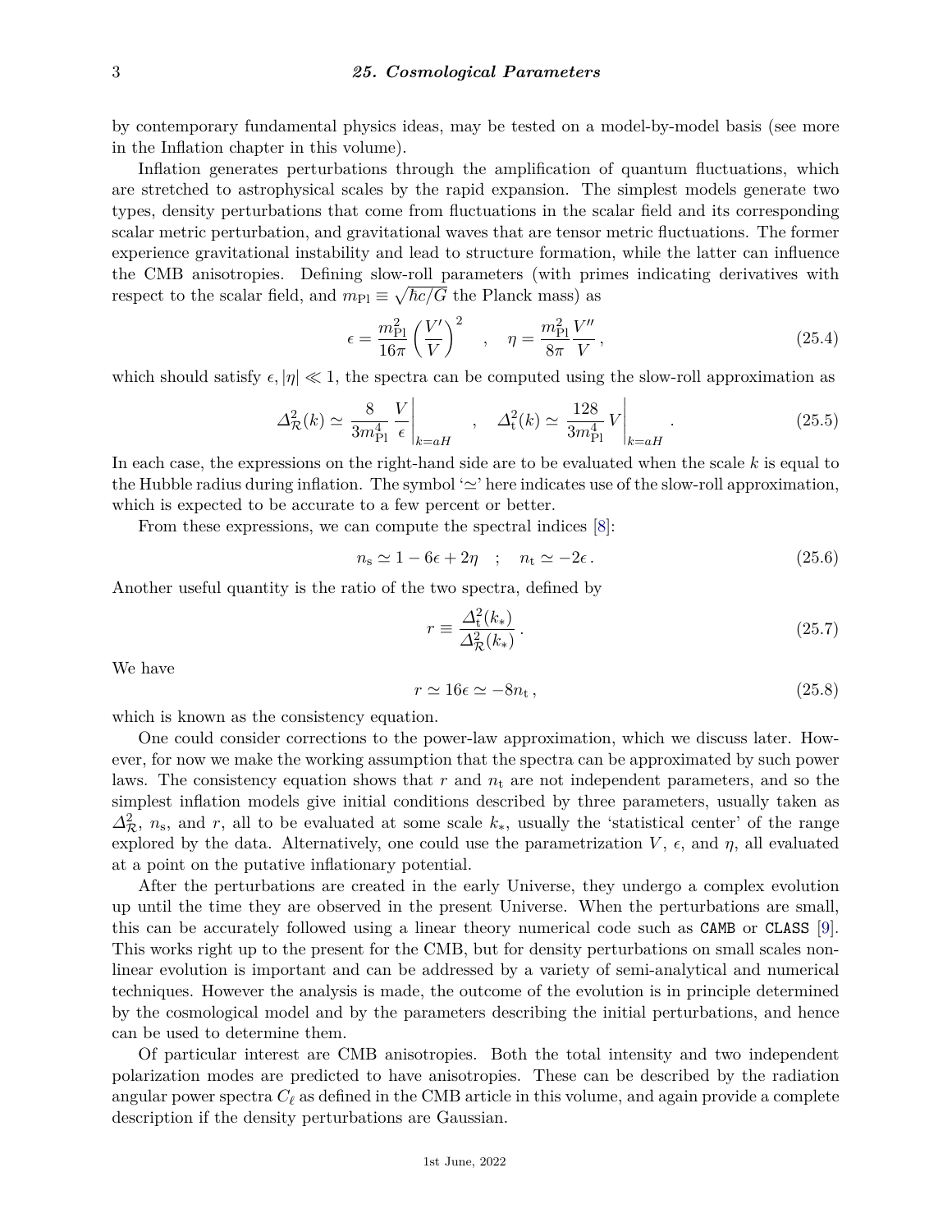by contemporary fundamental physics ideas, may be tested on a model-by-model basis (see more in the Inflation chapter in this volume).

Inflation generates perturbations through the amplification of quantum fluctuations, which are stretched to astrophysical scales by the rapid expansion. The simplest models generate two types, density perturbations that come from fluctuations in the scalar field and its corresponding scalar metric perturbation, and gravitational waves that are tensor metric fluctuations. The former experience gravitational instability and lead to structure formation, while the latter can influence the CMB anisotropies. Defining slow-roll parameters (with primes indicating derivatives with respect to the scalar field, and $m_{\rm Pl} \equiv \sqrt{\hbar c/G}$ the Planck mass) as

$$\epsilon = \frac{m_{\rm Pl}^2}{16\pi}\left(\frac{V'}{V}\right)^2 \quad , \quad \eta = \frac{m_{\rm Pl}^2}{8\pi}\frac{V''}{V}\,, \tag{25.4}$$

which should satisfy $\epsilon, |\eta| \ll 1$, the spectra can be computed using the slow-roll approximation as

$$\Delta_{\mathcal{R}}^2(k) \simeq \frac{8}{3m_{\rm Pl}^4}\left.\frac{V}{\epsilon}\right|_{k=aH} \quad , \quad \Delta_{\rm t}^2(k) \simeq \frac{128}{3m_{\rm Pl}^4}\left.V\right|_{k=aH}. \tag{25.5}$$

In each case, the expressions on the right-hand side are to be evaluated when the scale $k$ is equal to the Hubble radius during inflation. The symbol '$\simeq$' here indicates use of the slow-roll approximation, which is expected to be accurate to a few percent or better.

From these expressions, we can compute the spectral indices [8]:

$$n_{\rm s} \simeq 1 - 6\epsilon + 2\eta \quad ; \quad n_{\rm t} \simeq -2\epsilon\,. \tag{25.6}$$

Another useful quantity is the ratio of the two spectra, defined by

$$r \equiv \frac{\Delta_{\rm t}^2(k_*)}{\Delta_{\mathcal{R}}^2(k_*)}\,. \tag{25.7}$$

We have

$$r \simeq 16\epsilon \simeq -8n_{\rm t}\,, \tag{25.8}$$

which is known as the consistency equation.

One could consider corrections to the power-law approximation, which we discuss later. However, for now we make the working assumption that the spectra can be approximated by such power laws. The consistency equation shows that $r$ and $n_{\rm t}$ are not independent parameters, and so the simplest inflation models give initial conditions described by three parameters, usually taken as $\Delta_{\mathcal{R}}^2$, $n_{\rm s}$, and $r$, all to be evaluated at some scale $k_*$, usually the 'statistical center' of the range explored by the data. Alternatively, one could use the parametrization $V$, $\epsilon$, and $\eta$, all evaluated at a point on the putative inflationary potential.

After the perturbations are created in the early Universe, they undergo a complex evolution up until the time they are observed in the present Universe. When the perturbations are small, this can be accurately followed using a linear theory numerical code such as `CAMB` or `CLASS` [9]. This works right up to the present for the CMB, but for density perturbations on small scales non-linear evolution is important and can be addressed by a variety of semi-analytical and numerical techniques. However the analysis is made, the outcome of the evolution is in principle determined by the cosmological model and by the parameters describing the initial perturbations, and hence can be used to determine them.

Of particular interest are CMB anisotropies. Both the total intensity and two independent polarization modes are predicted to have anisotropies. These can be described by the radiation angular power spectra $C_\ell$ as defined in the CMB article in this volume, and again provide a complete description if the density perturbations are Gaussian.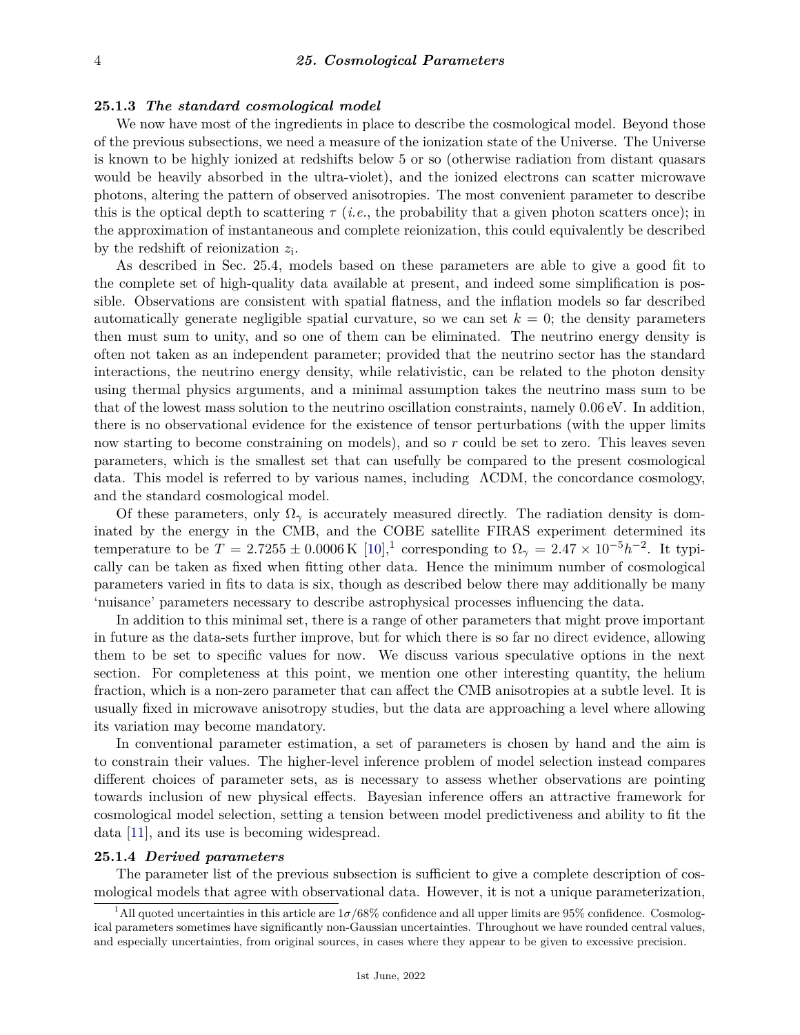### 25.1.3 *The standard cosmological model*

We now have most of the ingredients in place to describe the cosmological model. Beyond those of the previous subsections, we need a measure of the ionization state of the Universe. The Universe is known to be highly ionized at redshifts below 5 or so (otherwise radiation from distant quasars would be heavily absorbed in the ultra-violet), and the ionized electrons can scatter microwave photons, altering the pattern of observed anisotropies. The most convenient parameter to describe this is the optical depth to scattering $\tau$ (*i.e.*, the probability that a given photon scatters once); in the approximation of instantaneous and complete reionization, this could equivalently be described by the redshift of reionization $z_{\mathrm{i}}$.

As described in Sec. 25.4, models based on these parameters are able to give a good fit to the complete set of high-quality data available at present, and indeed some simplification is possible. Observations are consistent with spatial flatness, and the inflation models so far described automatically generate negligible spatial curvature, so we can set $k = 0$; the density parameters then must sum to unity, and so one of them can be eliminated. The neutrino energy density is often not taken as an independent parameter; provided that the neutrino sector has the standard interactions, the neutrino energy density, while relativistic, can be related to the photon density using thermal physics arguments, and a minimal assumption takes the neutrino mass sum to be that of the lowest mass solution to the neutrino oscillation constraints, namely 0.06 eV. In addition, there is no observational evidence for the existence of tensor perturbations (with the upper limits now starting to become constraining on models), and so $r$ could be set to zero. This leaves seven parameters, which is the smallest set that can usefully be compared to the present cosmological data. This model is referred to by various names, including ΛCDM, the concordance cosmology, and the standard cosmological model.

Of these parameters, only $\Omega_\gamma$ is accurately measured directly. The radiation density is dominated by the energy in the CMB, and the COBE satellite FIRAS experiment determined its temperature to be $T = 2.7255 \pm 0.0006\,\mathrm{K}$ [10],[1] corresponding to $\Omega_\gamma = 2.47 \times 10^{-5} h^{-2}$. It typically can be taken as fixed when fitting other data. Hence the minimum number of cosmological parameters varied in fits to data is six, though as described below there may additionally be many 'nuisance' parameters necessary to describe astrophysical processes influencing the data.

In addition to this minimal set, there is a range of other parameters that might prove important in future as the data-sets further improve, but for which there is so far no direct evidence, allowing them to be set to specific values for now. We discuss various speculative options in the next section. For completeness at this point, we mention one other interesting quantity, the helium fraction, which is a non-zero parameter that can affect the CMB anisotropies at a subtle level. It is usually fixed in microwave anisotropy studies, but the data are approaching a level where allowing its variation may become mandatory.

In conventional parameter estimation, a set of parameters is chosen by hand and the aim is to constrain their values. The higher-level inference problem of model selection instead compares different choices of parameter sets, as is necessary to assess whether observations are pointing towards inclusion of new physical effects. Bayesian inference offers an attractive framework for cosmological model selection, setting a tension between model predictiveness and ability to fit the data [11], and its use is becoming widespread.

### 25.1.4 *Derived parameters*

The parameter list of the previous subsection is sufficient to give a complete description of cosmological models that agree with observational data. However, it is not a unique parameterization,

[1] All quoted uncertainties in this article are $1\sigma$/68% confidence and all upper limits are 95% confidence. Cosmological parameters sometimes have significantly non-Gaussian uncertainties. Throughout we have rounded central values, and especially uncertainties, from original sources, in cases where they appear to be given to excessive precision.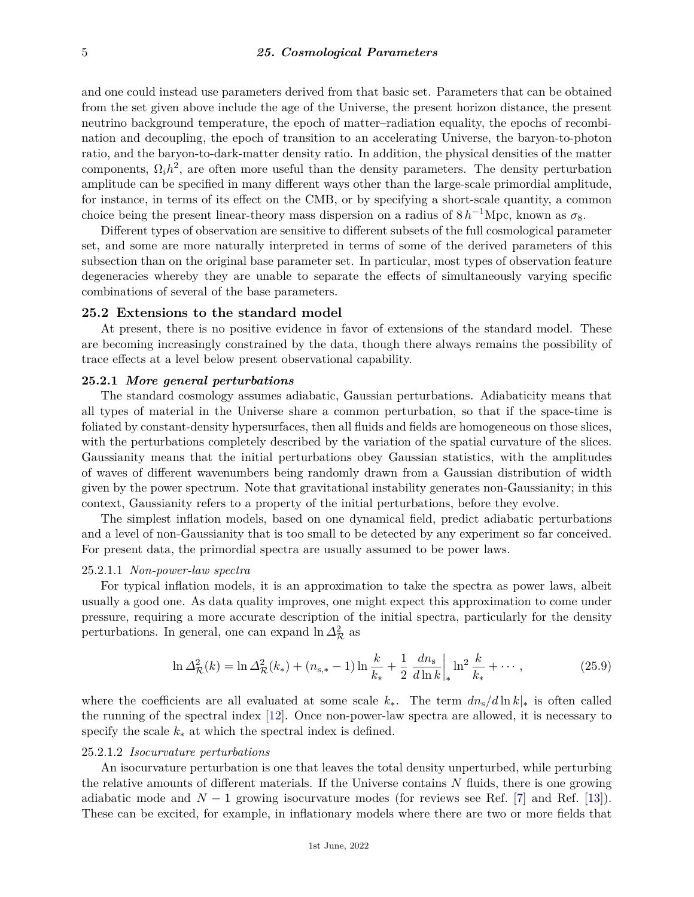and one could instead use parameters derived from that basic set. Parameters that can be obtained from the set given above include the age of the Universe, the present horizon distance, the present neutrino background temperature, the epoch of matter–radiation equality, the epochs of recombination and decoupling, the epoch of transition to an accelerating Universe, the baryon-to-photon ratio, and the baryon-to-dark-matter density ratio. In addition, the physical densities of the matter components, $\Omega_i h^2$, are often more useful than the density parameters. The density perturbation amplitude can be specified in many different ways other than the large-scale primordial amplitude, for instance, in terms of its effect on the CMB, or by specifying a short-scale quantity, a common choice being the present linear-theory mass dispersion on a radius of $8\,h^{-1}$Mpc, known as $\sigma_8$.

Different types of observation are sensitive to different subsets of the full cosmological parameter set, and some are more naturally interpreted in terms of some of the derived parameters of this subsection than on the original base parameter set. In particular, most types of observation feature degeneracies whereby they are unable to separate the effects of simultaneously varying specific combinations of several of the base parameters.

## 25.2 Extensions to the standard model

At present, there is no positive evidence in favor of extensions of the standard model. These are becoming increasingly constrained by the data, though there always remains the possibility of trace effects at a level below present observational capability.

### 25.2.1 *More general perturbations*

The standard cosmology assumes adiabatic, Gaussian perturbations. Adiabaticity means that all types of material in the Universe share a common perturbation, so that if the space-time is foliated by constant-density hypersurfaces, then all fluids and fields are homogeneous on those slices, with the perturbations completely described by the variation of the spatial curvature of the slices. Gaussianity means that the initial perturbations obey Gaussian statistics, with the amplitudes of waves of different wavenumbers being randomly drawn from a Gaussian distribution of width given by the power spectrum. Note that gravitational instability generates non-Gaussianity; in this context, Gaussianity refers to a property of the initial perturbations, before they evolve.

The simplest inflation models, based on one dynamical field, predict adiabatic perturbations and a level of non-Gaussianity that is too small to be detected by any experiment so far conceived. For present data, the primordial spectra are usually assumed to be power laws.

#### 25.2.1.1 *Non-power-law spectra*

For typical inflation models, it is an approximation to take the spectra as power laws, albeit usually a good one. As data quality improves, one might expect this approximation to come under pressure, requiring a more accurate description of the initial spectra, particularly for the density perturbations. In general, one can expand $\ln \Delta^2_{\mathcal{R}}$ as

$$\ln \Delta^2_{\mathcal{R}}(k) = \ln \Delta^2_{\mathcal{R}}(k_*) + (n_{\mathrm{s},*} - 1) \ln \frac{k}{k_*} + \frac{1}{2} \left. \frac{dn_{\mathrm{s}}}{d \ln k} \right|_* \ln^2 \frac{k}{k_*} + \cdots , \tag{25.9}$$

where the coefficients are all evaluated at some scale $k_*$. The term $dn_{\mathrm{s}}/d\ln k|_*$ is often called the running of the spectral index [12]. Once non-power-law spectra are allowed, it is necessary to specify the scale $k_*$ at which the spectral index is defined.

#### 25.2.1.2 *Isocurvature perturbations*

An isocurvature perturbation is one that leaves the total density unperturbed, while perturbing the relative amounts of different materials. If the Universe contains $N$ fluids, there is one growing adiabatic mode and $N - 1$ growing isocurvature modes (for reviews see Ref. [7] and Ref. [13]). These can be excited, for example, in inflationary models where there are two or more fields that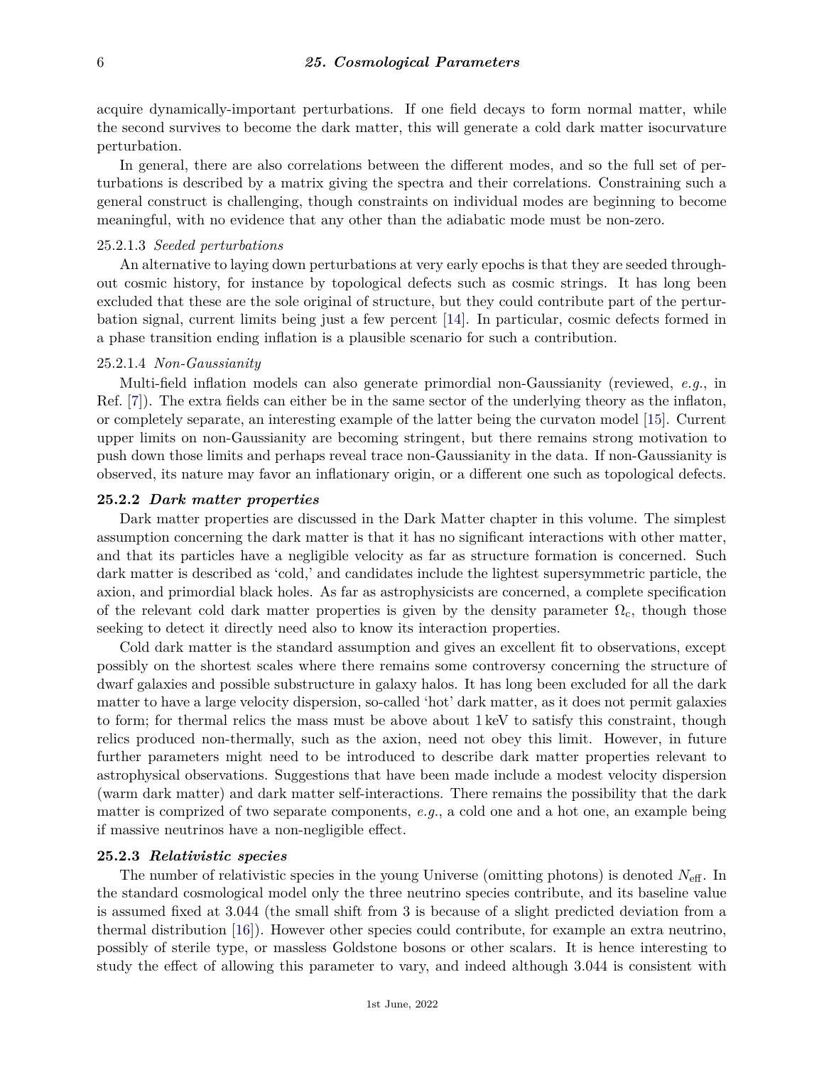acquire dynamically-important perturbations. If one field decays to form normal matter, while the second survives to become the dark matter, this will generate a cold dark matter isocurvature perturbation.

In general, there are also correlations between the different modes, and so the full set of perturbations is described by a matrix giving the spectra and their correlations. Constraining such a general construct is challenging, though constraints on individual modes are beginning to become meaningful, with no evidence that any other than the adiabatic mode must be non-zero.

#### 25.2.1.3 *Seeded perturbations*

An alternative to laying down perturbations at very early epochs is that they are seeded throughout cosmic history, for instance by topological defects such as cosmic strings. It has long been excluded that these are the sole original of structure, but they could contribute part of the perturbation signal, current limits being just a few percent [14]. In particular, cosmic defects formed in a phase transition ending inflation is a plausible scenario for such a contribution.

#### 25.2.1.4 *Non-Gaussianity*

Multi-field inflation models can also generate primordial non-Gaussianity (reviewed, *e.g.*, in Ref. [7]). The extra fields can either be in the same sector of the underlying theory as the inflaton, or completely separate, an interesting example of the latter being the curvaton model [15]. Current upper limits on non-Gaussianity are becoming stringent, but there remains strong motivation to push down those limits and perhaps reveal trace non-Gaussianity in the data. If non-Gaussianity is observed, its nature may favor an inflationary origin, or a different one such as topological defects.

### 25.2.2 *Dark matter properties*

Dark matter properties are discussed in the Dark Matter chapter in this volume. The simplest assumption concerning the dark matter is that it has no significant interactions with other matter, and that its particles have a negligible velocity as far as structure formation is concerned. Such dark matter is described as 'cold,' and candidates include the lightest supersymmetric particle, the axion, and primordial black holes. As far as astrophysicists are concerned, a complete specification of the relevant cold dark matter properties is given by the density parameter $\Omega_c$, though those seeking to detect it directly need also to know its interaction properties.

Cold dark matter is the standard assumption and gives an excellent fit to observations, except possibly on the shortest scales where there remains some controversy concerning the structure of dwarf galaxies and possible substructure in galaxy halos. It has long been excluded for all the dark matter to have a large velocity dispersion, so-called 'hot' dark matter, as it does not permit galaxies to form; for thermal relics the mass must be above about 1 keV to satisfy this constraint, though relics produced non-thermally, such as the axion, need not obey this limit. However, in future further parameters might need to be introduced to describe dark matter properties relevant to astrophysical observations. Suggestions that have been made include a modest velocity dispersion (warm dark matter) and dark matter self-interactions. There remains the possibility that the dark matter is comprized of two separate components, *e.g.*, a cold one and a hot one, an example being if massive neutrinos have a non-negligible effect.

### 25.2.3 *Relativistic species*

The number of relativistic species in the young Universe (omitting photons) is denoted $N_{\rm eff}$. In the standard cosmological model only the three neutrino species contribute, and its baseline value is assumed fixed at 3.044 (the small shift from 3 is because of a slight predicted deviation from a thermal distribution [16]). However other species could contribute, for example an extra neutrino, possibly of sterile type, or massless Goldstone bosons or other scalars. It is hence interesting to study the effect of allowing this parameter to vary, and indeed although 3.044 is consistent with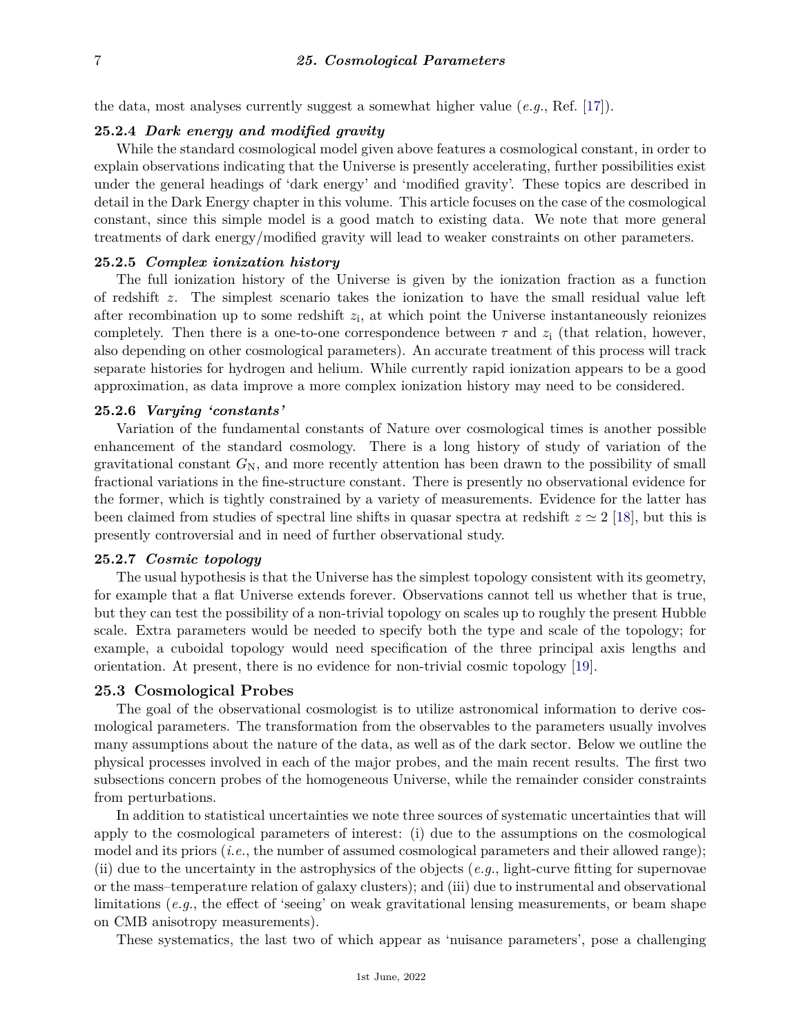the data, most analyses currently suggest a somewhat higher value (*e.g.*, Ref. [17]).

### 25.2.4 *Dark energy and modified gravity*

While the standard cosmological model given above features a cosmological constant, in order to explain observations indicating that the Universe is presently accelerating, further possibilities exist under the general headings of 'dark energy' and 'modified gravity'. These topics are described in detail in the Dark Energy chapter in this volume. This article focuses on the case of the cosmological constant, since this simple model is a good match to existing data. We note that more general treatments of dark energy/modified gravity will lead to weaker constraints on other parameters.

### 25.2.5 *Complex ionization history*

The full ionization history of the Universe is given by the ionization fraction as a function of redshift $z$. The simplest scenario takes the ionization to have the small residual value left after recombination up to some redshift $z_{\rm i}$, at which point the Universe instantaneously reionizes completely. Then there is a one-to-one correspondence between $\tau$ and $z_{\rm i}$ (that relation, however, also depending on other cosmological parameters). An accurate treatment of this process will track separate histories for hydrogen and helium. While currently rapid ionization appears to be a good approximation, as data improve a more complex ionization history may need to be considered.

### 25.2.6 *Varying 'constants'*

Variation of the fundamental constants of Nature over cosmological times is another possible enhancement of the standard cosmology. There is a long history of study of variation of the gravitational constant $G_{\rm N}$, and more recently attention has been drawn to the possibility of small fractional variations in the fine-structure constant. There is presently no observational evidence for the former, which is tightly constrained by a variety of measurements. Evidence for the latter has been claimed from studies of spectral line shifts in quasar spectra at redshift $z \simeq 2$ [18], but this is presently controversial and in need of further observational study.

### 25.2.7 *Cosmic topology*

The usual hypothesis is that the Universe has the simplest topology consistent with its geometry, for example that a flat Universe extends forever. Observations cannot tell us whether that is true, but they can test the possibility of a non-trivial topology on scales up to roughly the present Hubble scale. Extra parameters would be needed to specify both the type and scale of the topology; for example, a cuboidal topology would need specification of the three principal axis lengths and orientation. At present, there is no evidence for non-trivial cosmic topology [19].

## 25.3 Cosmological Probes

The goal of the observational cosmologist is to utilize astronomical information to derive cosmological parameters. The transformation from the observables to the parameters usually involves many assumptions about the nature of the data, as well as of the dark sector. Below we outline the physical processes involved in each of the major probes, and the main recent results. The first two subsections concern probes of the homogeneous Universe, while the remainder consider constraints from perturbations.

In addition to statistical uncertainties we note three sources of systematic uncertainties that will apply to the cosmological parameters of interest: (i) due to the assumptions on the cosmological model and its priors (*i.e.*, the number of assumed cosmological parameters and their allowed range); (ii) due to the uncertainty in the astrophysics of the objects (*e.g.*, light-curve fitting for supernovae or the mass–temperature relation of galaxy clusters); and (iii) due to instrumental and observational limitations (*e.g.*, the effect of 'seeing' on weak gravitational lensing measurements, or beam shape on CMB anisotropy measurements).

These systematics, the last two of which appear as 'nuisance parameters', pose a challenging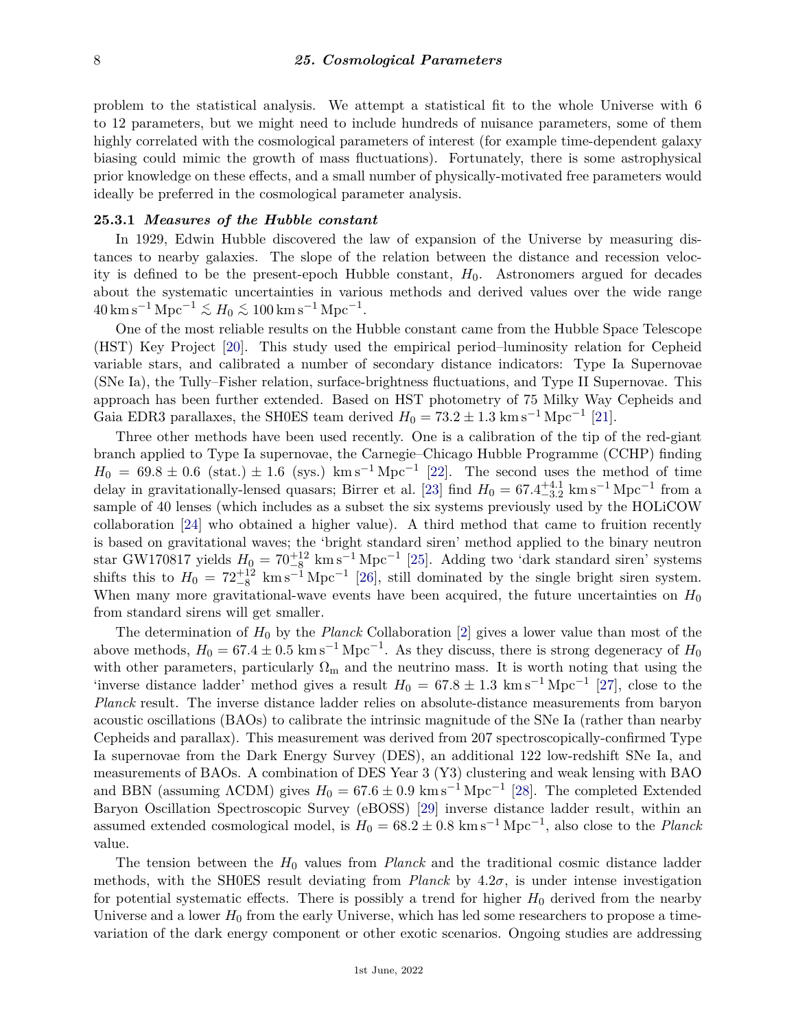problem to the statistical analysis. We attempt a statistical fit to the whole Universe with 6 to 12 parameters, but we might need to include hundreds of nuisance parameters, some of them highly correlated with the cosmological parameters of interest (for example time-dependent galaxy biasing could mimic the growth of mass fluctuations). Fortunately, there is some astrophysical prior knowledge on these effects, and a small number of physically-motivated free parameters would ideally be preferred in the cosmological parameter analysis.

### 25.3.1 *Measures of the Hubble constant*

In 1929, Edwin Hubble discovered the law of expansion of the Universe by measuring distances to nearby galaxies. The slope of the relation between the distance and recession velocity is defined to be the present-epoch Hubble constant, $H_0$. Astronomers argued for decades about the systematic uncertainties in various methods and derived values over the wide range $40\,\mathrm{km\,s^{-1}\,Mpc^{-1}} \lesssim H_0 \lesssim 100\,\mathrm{km\,s^{-1}\,Mpc^{-1}}$.

One of the most reliable results on the Hubble constant came from the Hubble Space Telescope (HST) Key Project [20]. This study used the empirical period–luminosity relation for Cepheid variable stars, and calibrated a number of secondary distance indicators: Type Ia Supernovae (SNe Ia), the Tully–Fisher relation, surface-brightness fluctuations, and Type II Supernovae. This approach has been further extended. Based on HST photometry of 75 Milky Way Cepheids and Gaia EDR3 parallaxes, the SH0ES team derived $H_0 = 73.2 \pm 1.3\,\mathrm{km\,s^{-1}\,Mpc^{-1}}$ [21].

Three other methods have been used recently. One is a calibration of the tip of the red-giant branch applied to Type Ia supernovae, the Carnegie–Chicago Hubble Programme (CCHP) finding $H_0 = 69.8 \pm 0.6$ (stat.) $\pm$ 1.6 (sys.) $\mathrm{km\,s^{-1}\,Mpc^{-1}}$ [22]. The second uses the method of time delay in gravitationally-lensed quasars; Birrer et al. [23] find $H_0 = 67.4^{+4.1}_{-3.2}$ $\mathrm{km\,s^{-1}\,Mpc^{-1}}$ from a sample of 40 lenses (which includes as a subset the six systems previously used by the HOLiCOW collaboration [24] who obtained a higher value). A third method that came to fruition recently is based on gravitational waves; the 'bright standard siren' method applied to the binary neutron star GW170817 yields $H_0 = 70^{+12}_{-8}$ $\mathrm{km\,s^{-1}\,Mpc^{-1}}$ [25]. Adding two 'dark standard siren' systems shifts this to $H_0 = 72^{+12}_{-8}$ $\mathrm{km\,s^{-1}\,Mpc^{-1}}$ [26], still dominated by the single bright siren system. When many more gravitational-wave events have been acquired, the future uncertainties on $H_0$ from standard sirens will get smaller.

The determination of $H_0$ by the *Planck* Collaboration [2] gives a lower value than most of the above methods, $H_0 = 67.4 \pm 0.5\,\mathrm{km\,s^{-1}\,Mpc^{-1}}$. As they discuss, there is strong degeneracy of $H_0$ with other parameters, particularly $\Omega_\mathrm{m}$ and the neutrino mass. It is worth noting that using the 'inverse distance ladder' method gives a result $H_0 = 67.8 \pm 1.3$ $\mathrm{km\,s^{-1}\,Mpc^{-1}}$ [27], close to the *Planck* result. The inverse distance ladder relies on absolute-distance measurements from baryon acoustic oscillations (BAOs) to calibrate the intrinsic magnitude of the SNe Ia (rather than nearby Cepheids and parallax). This measurement was derived from 207 spectroscopically-confirmed Type Ia supernovae from the Dark Energy Survey (DES), an additional 122 low-redshift SNe Ia, and measurements of BAOs. A combination of DES Year 3 (Y3) clustering and weak lensing with BAO and BBN (assuming ΛCDM) gives $H_0 = 67.6 \pm 0.9$ $\mathrm{km\,s^{-1}\,Mpc^{-1}}$ [28]. The completed Extended Baryon Oscillation Spectroscopic Survey (eBOSS) [29] inverse distance ladder result, within an assumed extended cosmological model, is $H_0 = 68.2 \pm 0.8\,\mathrm{km\,s^{-1}\,Mpc^{-1}}$, also close to the *Planck* value.

The tension between the $H_0$ values from *Planck* and the traditional cosmic distance ladder methods, with the SH0ES result deviating from *Planck* by $4.2\sigma$, is under intense investigation for potential systematic effects. There is possibly a trend for higher $H_0$ derived from the nearby Universe and a lower $H_0$ from the early Universe, which has led some researchers to propose a time-variation of the dark energy component or other exotic scenarios. Ongoing studies are addressing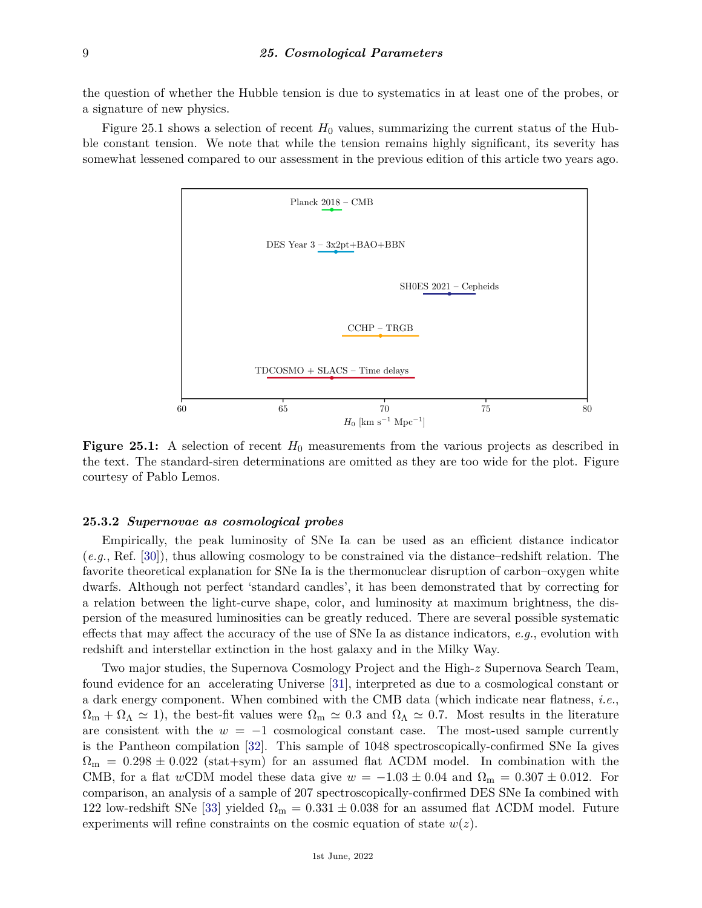the question of whether the Hubble tension is due to systematics in at least one of the probes, or a signature of new physics.

Figure 25.1 shows a selection of recent $H_0$ values, summarizing the current status of the Hubble constant tension. We note that while the tension remains highly significant, its severity has somewhat lessened compared to our assessment in the previous edition of this article two years ago.

**Figure 25.1:** A selection of recent $H_0$ measurements from the various projects as described in the text. The standard-siren determinations are omitted as they are too wide for the plot. Figure courtesy of Pablo Lemos.

### 25.3.2 *Supernovae as cosmological probes*

Empirically, the peak luminosity of SNe Ia can be used as an efficient distance indicator (*e.g.*, Ref. [30]), thus allowing cosmology to be constrained via the distance–redshift relation. The favorite theoretical explanation for SNe Ia is the thermonuclear disruption of carbon–oxygen white dwarfs. Although not perfect 'standard candles', it has been demonstrated that by correcting for a relation between the light-curve shape, color, and luminosity at maximum brightness, the dispersion of the measured luminosities can be greatly reduced. There are several possible systematic effects that may affect the accuracy of the use of SNe Ia as distance indicators, *e.g.*, evolution with redshift and interstellar extinction in the host galaxy and in the Milky Way.

Two major studies, the Supernova Cosmology Project and the High-$z$ Supernova Search Team, found evidence for an accelerating Universe [31], interpreted as due to a cosmological constant or a dark energy component. When combined with the CMB data (which indicate near flatness, *i.e.*, $\Omega_{\rm m} + \Omega_\Lambda \simeq 1$), the best-fit values were $\Omega_{\rm m} \simeq 0.3$ and $\Omega_\Lambda \simeq 0.7$. Most results in the literature are consistent with the $w = -1$ cosmological constant case. The most-used sample currently is the Pantheon compilation [32]. This sample of 1048 spectroscopically-confirmed SNe Ia gives $\Omega_{\rm m} = 0.298 \pm 0.022$ (stat+sym) for an assumed flat ΛCDM model. In combination with the CMB, for a flat $w$CDM model these data give $w = -1.03 \pm 0.04$ and $\Omega_{\rm m} = 0.307 \pm 0.012$. For comparison, an analysis of a sample of 207 spectroscopically-confirmed DES SNe Ia combined with 122 low-redshift SNe [33] yielded $\Omega_{\rm m} = 0.331 \pm 0.038$ for an assumed flat ΛCDM model. Future experiments will refine constraints on the cosmic equation of state $w(z)$.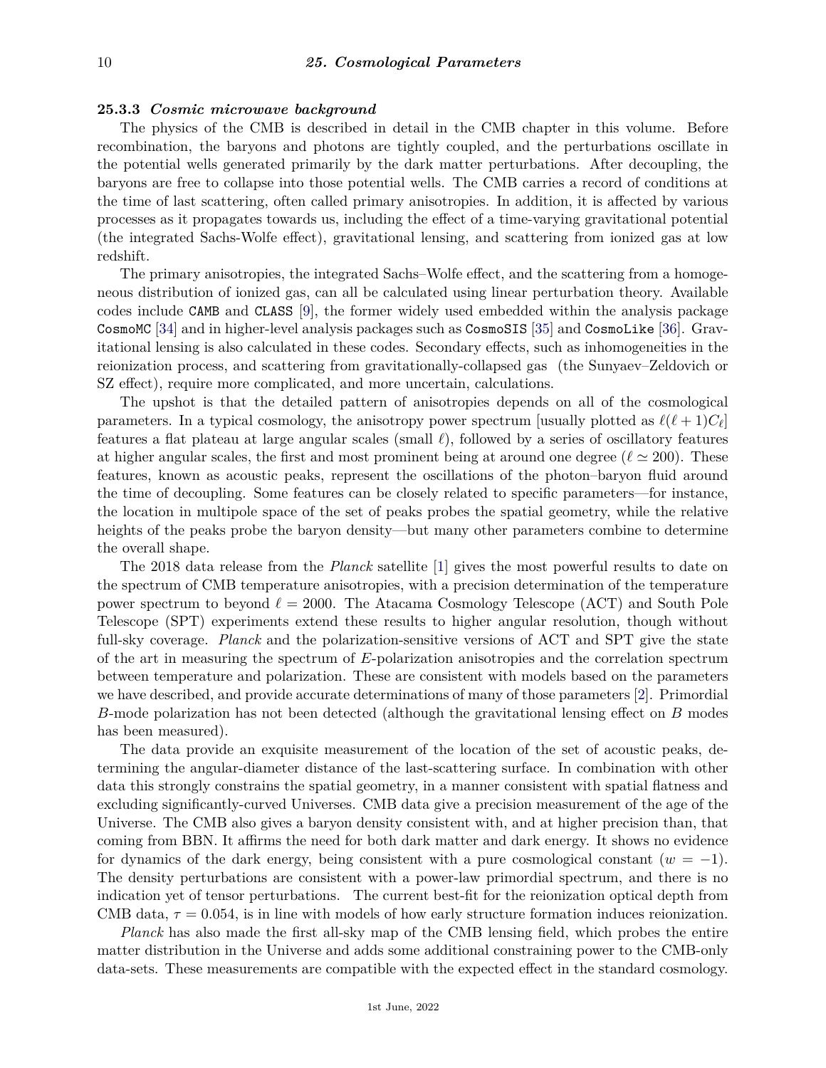### 25.3.3 *Cosmic microwave background*

The physics of the CMB is described in detail in the CMB chapter in this volume. Before recombination, the baryons and photons are tightly coupled, and the perturbations oscillate in the potential wells generated primarily by the dark matter perturbations. After decoupling, the baryons are free to collapse into those potential wells. The CMB carries a record of conditions at the time of last scattering, often called primary anisotropies. In addition, it is affected by various processes as it propagates towards us, including the effect of a time-varying gravitational potential (the integrated Sachs-Wolfe effect), gravitational lensing, and scattering from ionized gas at low redshift.

The primary anisotropies, the integrated Sachs–Wolfe effect, and the scattering from a homogeneous distribution of ionized gas, can all be calculated using linear perturbation theory. Available codes include `CAMB` and `CLASS` [9], the former widely used embedded within the analysis package `CosmoMC` [34] and in higher-level analysis packages such as `CosmoSIS` [35] and `CosmoLike` [36]. Gravitational lensing is also calculated in these codes. Secondary effects, such as inhomogeneities in the reionization process, and scattering from gravitationally-collapsed gas (the Sunyaev–Zeldovich or SZ effect), require more complicated, and more uncertain, calculations.

The upshot is that the detailed pattern of anisotropies depends on all of the cosmological parameters. In a typical cosmology, the anisotropy power spectrum [usually plotted as $\ell(\ell+1)C_\ell$] features a flat plateau at large angular scales (small $\ell$), followed by a series of oscillatory features at higher angular scales, the first and most prominent being at around one degree ($\ell \simeq 200$). These features, known as acoustic peaks, represent the oscillations of the photon–baryon fluid around the time of decoupling. Some features can be closely related to specific parameters—for instance, the location in multipole space of the set of peaks probes the spatial geometry, while the relative heights of the peaks probe the baryon density—but many other parameters combine to determine the overall shape.

The 2018 data release from the *Planck* satellite [1] gives the most powerful results to date on the spectrum of CMB temperature anisotropies, with a precision determination of the temperature power spectrum to beyond $\ell = 2000$. The Atacama Cosmology Telescope (ACT) and South Pole Telescope (SPT) experiments extend these results to higher angular resolution, though without full-sky coverage. *Planck* and the polarization-sensitive versions of ACT and SPT give the state of the art in measuring the spectrum of $E$-polarization anisotropies and the correlation spectrum between temperature and polarization. These are consistent with models based on the parameters we have described, and provide accurate determinations of many of those parameters [2]. Primordial $B$-mode polarization has not been detected (although the gravitational lensing effect on $B$ modes has been measured).

The data provide an exquisite measurement of the location of the set of acoustic peaks, determining the angular-diameter distance of the last-scattering surface. In combination with other data this strongly constrains the spatial geometry, in a manner consistent with spatial flatness and excluding significantly-curved Universes. CMB data give a precision measurement of the age of the Universe. The CMB also gives a baryon density consistent with, and at higher precision than, that coming from BBN. It affirms the need for both dark matter and dark energy. It shows no evidence for dynamics of the dark energy, being consistent with a pure cosmological constant ($w = -1$). The density perturbations are consistent with a power-law primordial spectrum, and there is no indication yet of tensor perturbations. The current best-fit for the reionization optical depth from CMB data, $\tau = 0.054$, is in line with models of how early structure formation induces reionization.

*Planck* has also made the first all-sky map of the CMB lensing field, which probes the entire matter distribution in the Universe and adds some additional constraining power to the CMB-only data-sets. These measurements are compatible with the expected effect in the standard cosmology.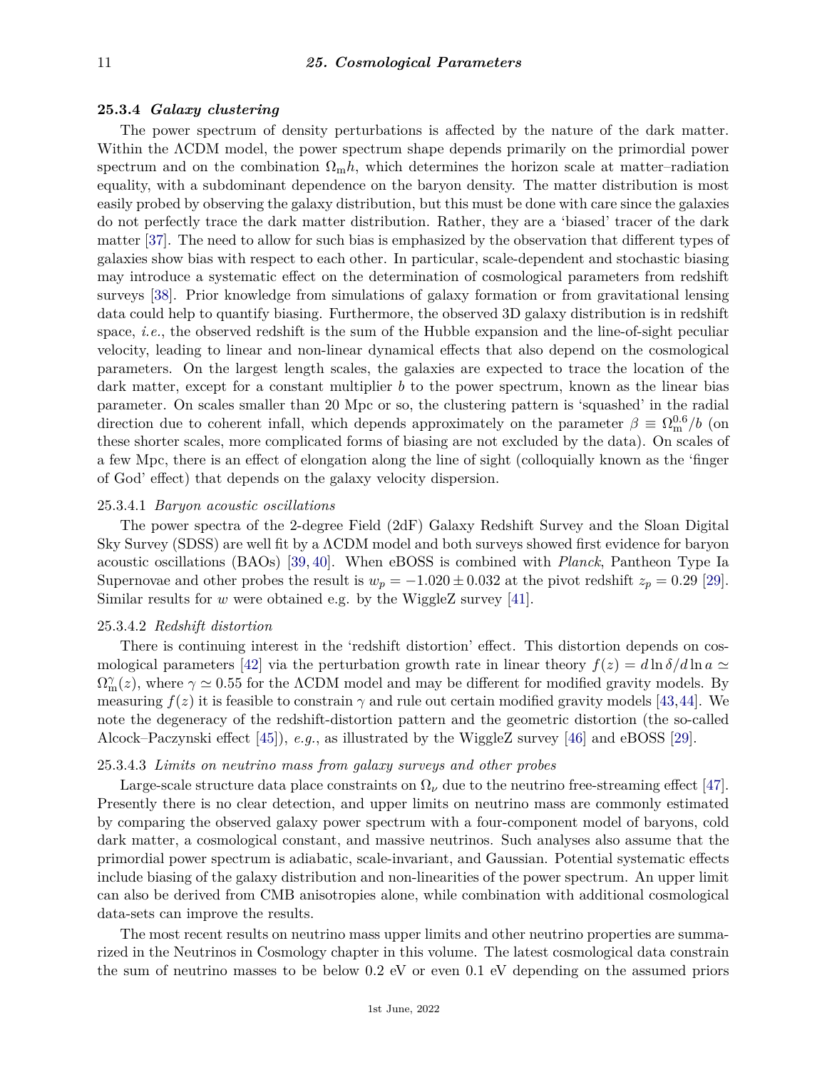### 25.3.4 *Galaxy clustering*

The power spectrum of density perturbations is affected by the nature of the dark matter. Within the ΛCDM model, the power spectrum shape depends primarily on the primordial power spectrum and on the combination $\Omega_{\rm m}h$, which determines the horizon scale at matter–radiation equality, with a subdominant dependence on the baryon density. The matter distribution is most easily probed by observing the galaxy distribution, but this must be done with care since the galaxies do not perfectly trace the dark matter distribution. Rather, they are a 'biased' tracer of the dark matter [37]. The need to allow for such bias is emphasized by the observation that different types of galaxies show bias with respect to each other. In particular, scale-dependent and stochastic biasing may introduce a systematic effect on the determination of cosmological parameters from redshift surveys [38]. Prior knowledge from simulations of galaxy formation or from gravitational lensing data could help to quantify biasing. Furthermore, the observed 3D galaxy distribution is in redshift space, *i.e.*, the observed redshift is the sum of the Hubble expansion and the line-of-sight peculiar velocity, leading to linear and non-linear dynamical effects that also depend on the cosmological parameters. On the largest length scales, the galaxies are expected to trace the location of the dark matter, except for a constant multiplier $b$ to the power spectrum, known as the linear bias parameter. On scales smaller than 20 Mpc or so, the clustering pattern is 'squashed' in the radial direction due to coherent infall, which depends approximately on the parameter $\beta \equiv \Omega_{\rm m}^{0.6}/b$ (on these shorter scales, more complicated forms of biasing are not excluded by the data). On scales of a few Mpc, there is an effect of elongation along the line of sight (colloquially known as the 'finger of God' effect) that depends on the galaxy velocity dispersion.

#### 25.3.4.1 *Baryon acoustic oscillations*

The power spectra of the 2-degree Field (2dF) Galaxy Redshift Survey and the Sloan Digital Sky Survey (SDSS) are well fit by a ΛCDM model and both surveys showed first evidence for baryon acoustic oscillations (BAOs) [39, 40]. When eBOSS is combined with *Planck*, Pantheon Type Ia Supernovae and other probes the result is $w_p = -1.020 \pm 0.032$ at the pivot redshift $z_p = 0.29$ [29]. Similar results for $w$ were obtained e.g. by the WiggleZ survey [41].

#### 25.3.4.2 *Redshift distortion*

There is continuing interest in the 'redshift distortion' effect. This distortion depends on cosmological parameters [42] via the perturbation growth rate in linear theory $f(z) = d\ln\delta/d\ln a \simeq \Omega_{\rm m}^{\gamma}(z)$, where $\gamma \simeq 0.55$ for the ΛCDM model and may be different for modified gravity models. By measuring $f(z)$ it is feasible to constrain $\gamma$ and rule out certain modified gravity models [43,44]. We note the degeneracy of the redshift-distortion pattern and the geometric distortion (the so-called Alcock–Paczynski effect [45]), *e.g.*, as illustrated by the WiggleZ survey [46] and eBOSS [29].

#### 25.3.4.3 *Limits on neutrino mass from galaxy surveys and other probes*

Large-scale structure data place constraints on $\Omega_\nu$ due to the neutrino free-streaming effect [47]. Presently there is no clear detection, and upper limits on neutrino mass are commonly estimated by comparing the observed galaxy power spectrum with a four-component model of baryons, cold dark matter, a cosmological constant, and massive neutrinos. Such analyses also assume that the primordial power spectrum is adiabatic, scale-invariant, and Gaussian. Potential systematic effects include biasing of the galaxy distribution and non-linearities of the power spectrum. An upper limit can also be derived from CMB anisotropies alone, while combination with additional cosmological data-sets can improve the results.

The most recent results on neutrino mass upper limits and other neutrino properties are summarized in the Neutrinos in Cosmology chapter in this volume. The latest cosmological data constrain the sum of neutrino masses to be below 0.2 eV or even 0.1 eV depending on the assumed priors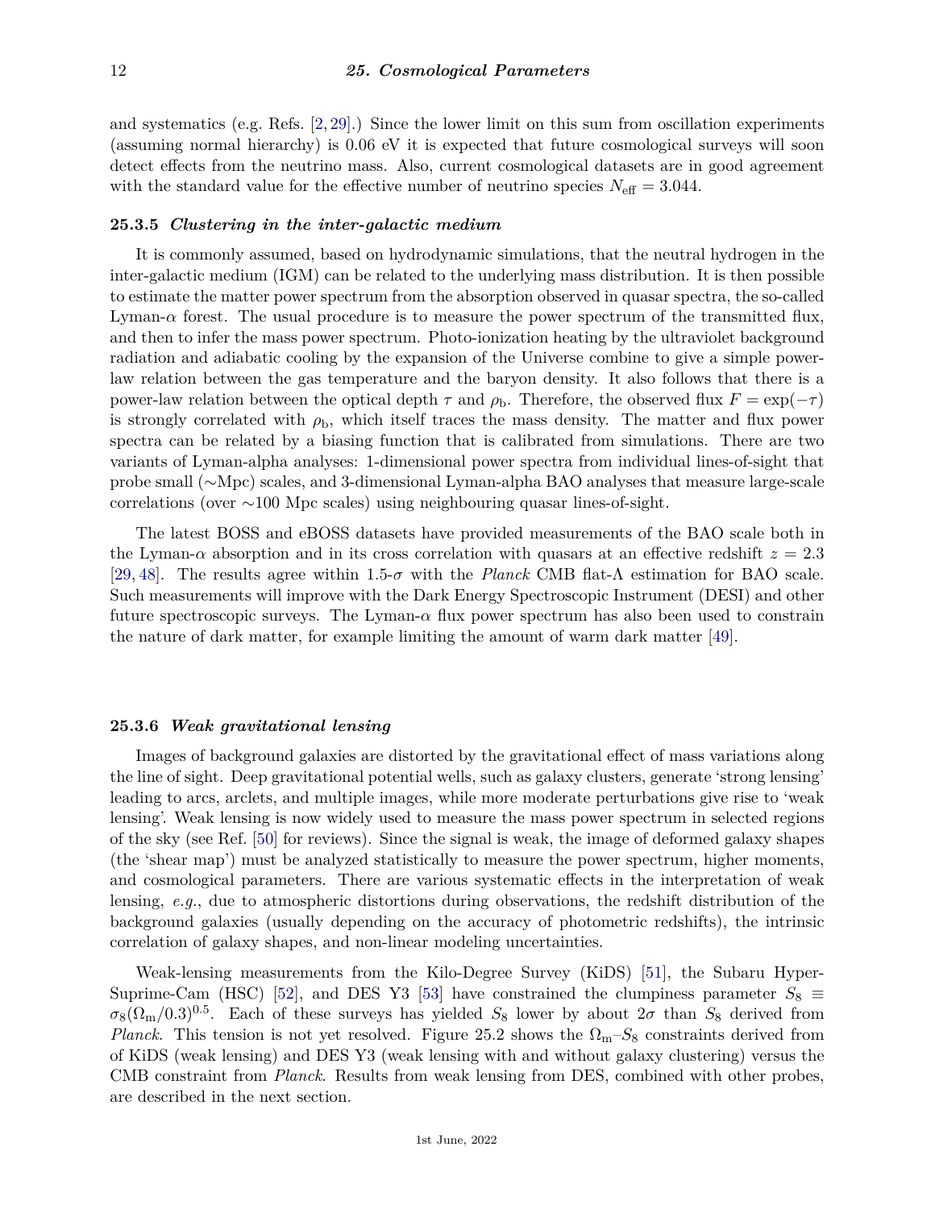and systematics (e.g. Refs. [2, 29].) Since the lower limit on this sum from oscillation experiments (assuming normal hierarchy) is 0.06 eV it is expected that future cosmological surveys will soon detect effects from the neutrino mass. Also, current cosmological datasets are in good agreement with the standard value for the effective number of neutrino species $N_{\rm eff} = 3.044$.

### 25.3.5 *Clustering in the inter-galactic medium*

It is commonly assumed, based on hydrodynamic simulations, that the neutral hydrogen in the inter-galactic medium (IGM) can be related to the underlying mass distribution. It is then possible to estimate the matter power spectrum from the absorption observed in quasar spectra, the so-called Lyman-$\alpha$ forest. The usual procedure is to measure the power spectrum of the transmitted flux, and then to infer the mass power spectrum. Photo-ionization heating by the ultraviolet background radiation and adiabatic cooling by the expansion of the Universe combine to give a simple power-law relation between the gas temperature and the baryon density. It also follows that there is a power-law relation between the optical depth $\tau$ and $\rho_{\rm b}$. Therefore, the observed flux $F = \exp(-\tau)$ is strongly correlated with $\rho_{\rm b}$, which itself traces the mass density. The matter and flux power spectra can be related by a biasing function that is calibrated from simulations. There are two variants of Lyman-alpha analyses: 1-dimensional power spectra from individual lines-of-sight that probe small ($\sim$Mpc) scales, and 3-dimensional Lyman-alpha BAO analyses that measure large-scale correlations (over $\sim$100 Mpc scales) using neighbouring quasar lines-of-sight.

The latest BOSS and eBOSS datasets have provided measurements of the BAO scale both in the Lyman-$\alpha$ absorption and in its cross correlation with quasars at an effective redshift $z = 2.3$ [29, 48]. The results agree within 1.5-$\sigma$ with the *Planck* CMB flat-$\Lambda$ estimation for BAO scale. Such measurements will improve with the Dark Energy Spectroscopic Instrument (DESI) and other future spectroscopic surveys. The Lyman-$\alpha$ flux power spectrum has also been used to constrain the nature of dark matter, for example limiting the amount of warm dark matter [49].

### 25.3.6 *Weak gravitational lensing*

Images of background galaxies are distorted by the gravitational effect of mass variations along the line of sight. Deep gravitational potential wells, such as galaxy clusters, generate 'strong lensing' leading to arcs, arclets, and multiple images, while more moderate perturbations give rise to 'weak lensing'. Weak lensing is now widely used to measure the mass power spectrum in selected regions of the sky (see Ref. [50] for reviews). Since the signal is weak, the image of deformed galaxy shapes (the 'shear map') must be analyzed statistically to measure the power spectrum, higher moments, and cosmological parameters. There are various systematic effects in the interpretation of weak lensing, *e.g.*, due to atmospheric distortions during observations, the redshift distribution of the background galaxies (usually depending on the accuracy of photometric redshifts), the intrinsic correlation of galaxy shapes, and non-linear modeling uncertainties.

Weak-lensing measurements from the Kilo-Degree Survey (KiDS) [51], the Subaru Hyper-Suprime-Cam (HSC) [52], and DES Y3 [53] have constrained the clumpiness parameter $S_8 \equiv \sigma_8(\Omega_{\rm m}/0.3)^{0.5}$. Each of these surveys has yielded $S_8$ lower by about $2\sigma$ than $S_8$ derived from *Planck*. This tension is not yet resolved. Figure 25.2 shows the $\Omega_{\rm m}$–$S_8$ constraints derived from of KiDS (weak lensing) and DES Y3 (weak lensing with and without galaxy clustering) versus the CMB constraint from *Planck*. Results from weak lensing from DES, combined with other probes, are described in the next section.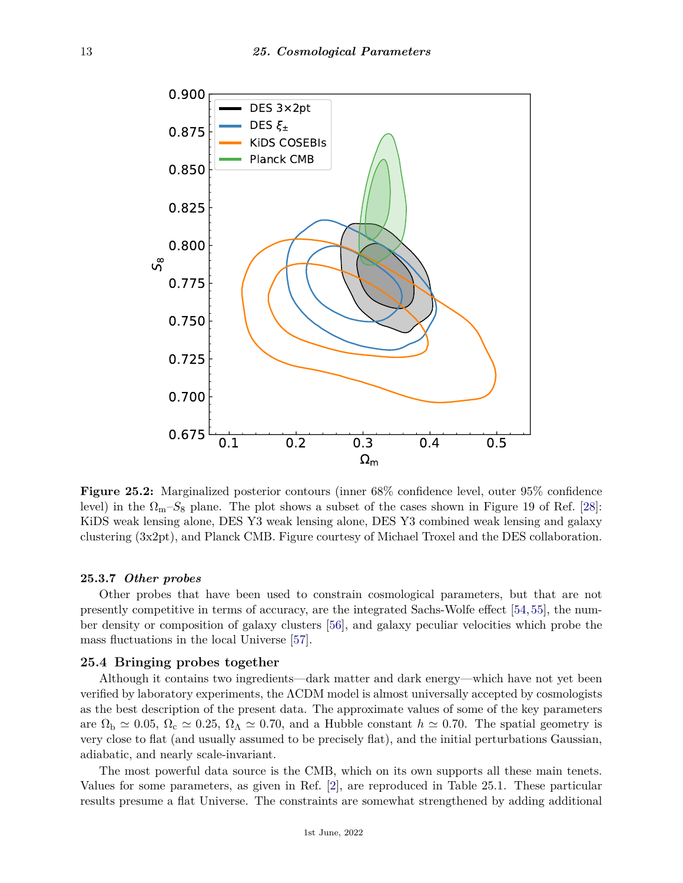**Figure 25.2:** Marginalized posterior contours (inner 68% confidence level, outer 95% confidence level) in the $\Omega_m$–$S_8$ plane. The plot shows a subset of the cases shown in Figure 19 of Ref. [28]: KiDS weak lensing alone, DES Y3 weak lensing alone, DES Y3 combined weak lensing and galaxy clustering (3x2pt), and Planck CMB. Figure courtesy of Michael Troxel and the DES collaboration.

### 25.3.7 *Other probes*

Other probes that have been used to constrain cosmological parameters, but that are not presently competitive in terms of accuracy, are the integrated Sachs-Wolfe effect [54, 55], the number density or composition of galaxy clusters [56], and galaxy peculiar velocities which probe the mass fluctuations in the local Universe [57].

## 25.4 Bringing probes together

Although it contains two ingredients—dark matter and dark energy—which have not yet been verified by laboratory experiments, the ΛCDM model is almost universally accepted by cosmologists as the best description of the present data. The approximate values of some of the key parameters are $\Omega_b \simeq 0.05$, $\Omega_c \simeq 0.25$, $\Omega_\Lambda \simeq 0.70$, and a Hubble constant $h \simeq 0.70$. The spatial geometry is very close to flat (and usually assumed to be precisely flat), and the initial perturbations Gaussian, adiabatic, and nearly scale-invariant.

The most powerful data source is the CMB, which on its own supports all these main tenets. Values for some parameters, as given in Ref. [2], are reproduced in Table 25.1. These particular results presume a flat Universe. The constraints are somewhat strengthened by adding additional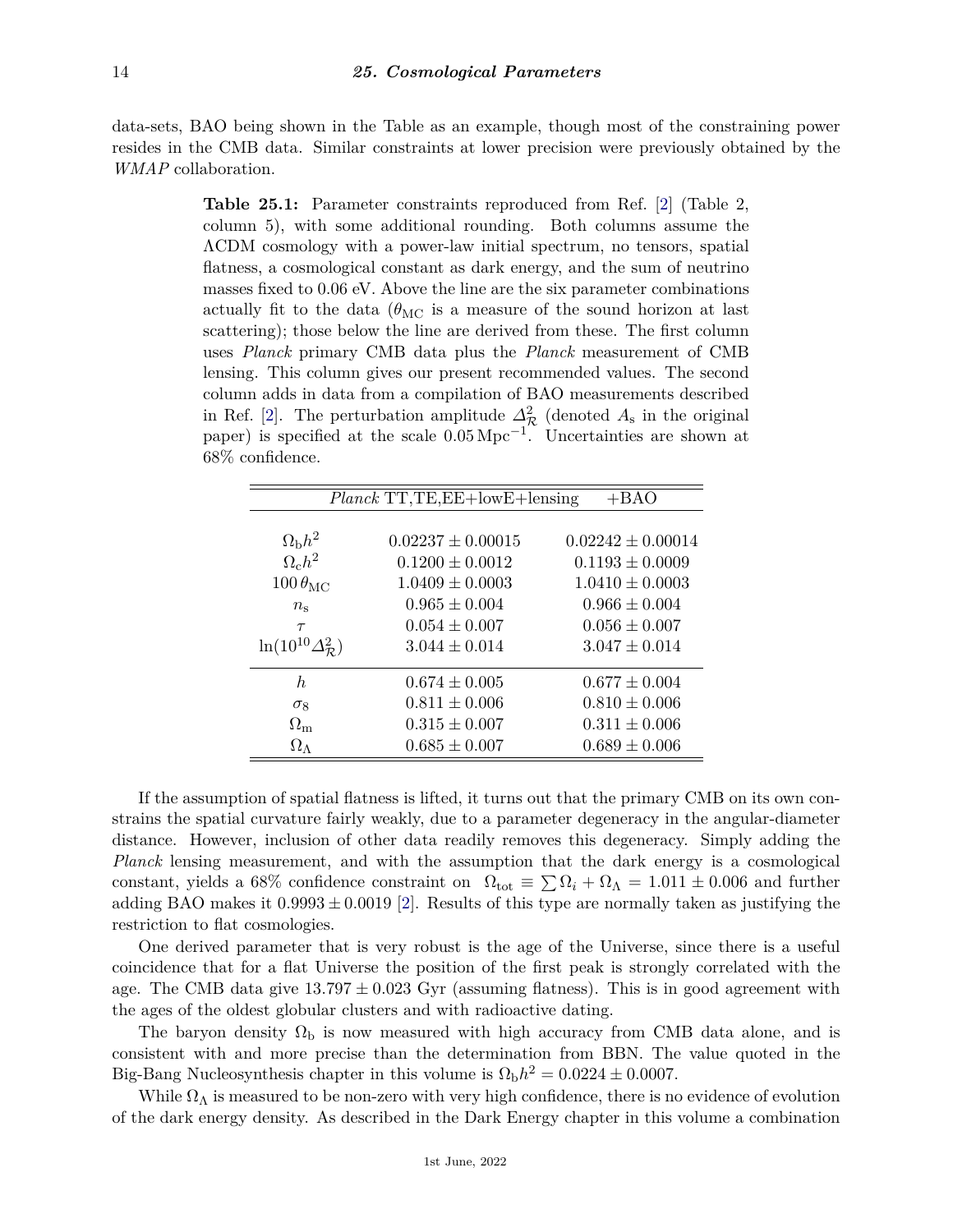data-sets, BAO being shown in the Table as an example, though most of the constraining power resides in the CMB data. Similar constraints at lower precision were previously obtained by the *WMAP* collaboration.

**Table 25.1:** Parameter constraints reproduced from Ref. [2] (Table 2, column 5), with some additional rounding. Both columns assume the ΛCDM cosmology with a power-law initial spectrum, no tensors, spatial flatness, a cosmological constant as dark energy, and the sum of neutrino masses fixed to 0.06 eV. Above the line are the six parameter combinations actually fit to the data ($\theta_{\rm MC}$ is a measure of the sound horizon at last scattering); those below the line are derived from these. The first column uses *Planck* primary CMB data plus the *Planck* measurement of CMB lensing. This column gives our present recommended values. The second column adds in data from a compilation of BAO measurements described in Ref. [2]. The perturbation amplitude $\Delta^2_{\mathcal{R}}$ (denoted $A_{\rm s}$ in the original paper) is specified at the scale $0.05\,{\rm Mpc}^{-1}$. Uncertainties are shown at 68% confidence.

| | *Planck* TT,TE,EE+lowE+lensing | +BAO |
|---|---|---|
| $\Omega_{\rm b}h^2$ | $0.02237 \pm 0.00015$ | $0.02242 \pm 0.00014$ |
| $\Omega_{\rm c}h^2$ | $0.1200 \pm 0.0012$ | $0.1193 \pm 0.0009$ |
| $100\,\theta_{\rm MC}$ | $1.0409 \pm 0.0003$ | $1.0410 \pm 0.0003$ |
| $n_{\rm s}$ | $0.965 \pm 0.004$ | $0.966 \pm 0.004$ |
| $\tau$ | $0.054 \pm 0.007$ | $0.056 \pm 0.007$ |
| $\ln(10^{10}\Delta^2_{\mathcal{R}})$ | $3.044 \pm 0.014$ | $3.047 \pm 0.014$ |
| $h$ | $0.674 \pm 0.005$ | $0.677 \pm 0.004$ |
| $\sigma_8$ | $0.811 \pm 0.006$ | $0.810 \pm 0.006$ |
| $\Omega_{\rm m}$ | $0.315 \pm 0.007$ | $0.311 \pm 0.006$ |
| $\Omega_\Lambda$ | $0.685 \pm 0.007$ | $0.689 \pm 0.006$ |

If the assumption of spatial flatness is lifted, it turns out that the primary CMB on its own constrains the spatial curvature fairly weakly, due to a parameter degeneracy in the angular-diameter distance. However, inclusion of other data readily removes this degeneracy. Simply adding the *Planck* lensing measurement, and with the assumption that the dark energy is a cosmological constant, yields a 68% confidence constraint on $\Omega_{\rm tot} \equiv \sum \Omega_i + \Omega_\Lambda = 1.011 \pm 0.006$ and further adding BAO makes it $0.9993 \pm 0.0019$ [2]. Results of this type are normally taken as justifying the restriction to flat cosmologies.

One derived parameter that is very robust is the age of the Universe, since there is a useful coincidence that for a flat Universe the position of the first peak is strongly correlated with the age. The CMB data give $13.797 \pm 0.023$ Gyr (assuming flatness). This is in good agreement with the ages of the oldest globular clusters and with radioactive dating.

The baryon density $\Omega_{\rm b}$ is now measured with high accuracy from CMB data alone, and is consistent with and more precise than the determination from BBN. The value quoted in the Big-Bang Nucleosynthesis chapter in this volume is $\Omega_{\rm b}h^2 = 0.0224 \pm 0.0007$.

While $\Omega_\Lambda$ is measured to be non-zero with very high confidence, there is no evidence of evolution of the dark energy density. As described in the Dark Energy chapter in this volume a combination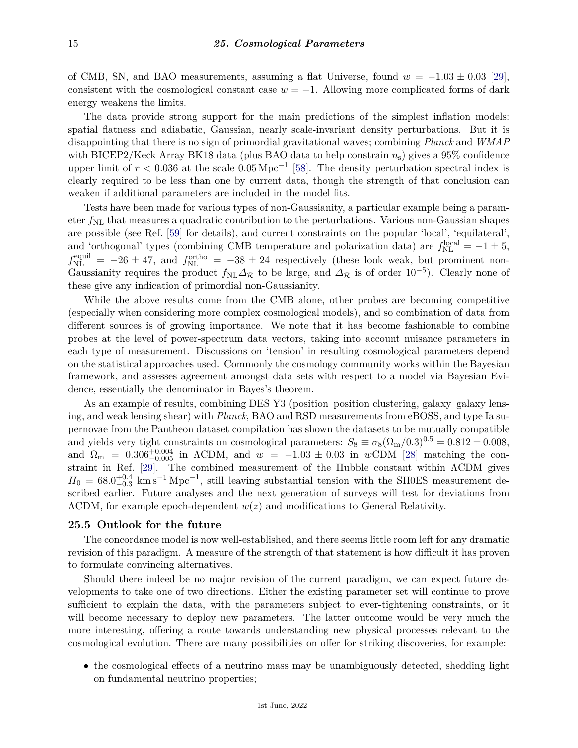of CMB, SN, and BAO measurements, assuming a flat Universe, found $w = -1.03 \pm 0.03$ [29], consistent with the cosmological constant case $w = -1$. Allowing more complicated forms of dark energy weakens the limits.

The data provide strong support for the main predictions of the simplest inflation models: spatial flatness and adiabatic, Gaussian, nearly scale-invariant density perturbations. But it is disappointing that there is no sign of primordial gravitational waves; combining *Planck* and *WMAP* with BICEP2/Keck Array BK18 data (plus BAO data to help constrain $n_\mathrm{s}$) gives a 95% confidence upper limit of $r < 0.036$ at the scale $0.05\,\mathrm{Mpc}^{-1}$ [58]. The density perturbation spectral index is clearly required to be less than one by current data, though the strength of that conclusion can weaken if additional parameters are included in the model fits.

Tests have been made for various types of non-Gaussianity, a particular example being a parameter $f_\mathrm{NL}$ that measures a quadratic contribution to the perturbations. Various non-Gaussian shapes are possible (see Ref. [59] for details), and current constraints on the popular 'local', 'equilateral', and 'orthogonal' types (combining CMB temperature and polarization data) are $f_\mathrm{NL}^\mathrm{local} = -1 \pm 5$, $f_\mathrm{NL}^\mathrm{equil} = -26 \pm 47$, and $f_\mathrm{NL}^\mathrm{ortho} = -38 \pm 24$ respectively (these look weak, but prominent non-Gaussianity requires the product $f_\mathrm{NL}\Delta_\mathcal{R}$ to be large, and $\Delta_\mathcal{R}$ is of order $10^{-5}$). Clearly none of these give any indication of primordial non-Gaussianity.

While the above results come from the CMB alone, other probes are becoming competitive (especially when considering more complex cosmological models), and so combination of data from different sources is of growing importance. We note that it has become fashionable to combine probes at the level of power-spectrum data vectors, taking into account nuisance parameters in each type of measurement. Discussions on 'tension' in resulting cosmological parameters depend on the statistical approaches used. Commonly the cosmology community works within the Bayesian framework, and assesses agreement amongst data sets with respect to a model via Bayesian Evidence, essentially the denominator in Bayes's theorem.

As an example of results, combining DES Y3 (position–position clustering, galaxy–galaxy lensing, and weak lensing shear) with *Planck*, BAO and RSD measurements from eBOSS, and type Ia supernovae from the Pantheon dataset compilation has shown the datasets to be mutually compatible and yields very tight constraints on cosmological parameters: $S_8 \equiv \sigma_8(\Omega_\mathrm{m}/0.3)^{0.5} = 0.812 \pm 0.008$, and $\Omega_\mathrm{m} = 0.306^{+0.004}_{-0.005}$ in $\Lambda$CDM, and $w = -1.03 \pm 0.03$ in $w$CDM [28] matching the constraint in Ref. [29]. The combined measurement of the Hubble constant within $\Lambda$CDM gives $H_0 = 68.0^{+0.4}_{-0.3}\ \mathrm{km\,s^{-1}\,Mpc^{-1}}$, still leaving substantial tension with the SH0ES measurement described earlier. Future analyses and the next generation of surveys will test for deviations from $\Lambda$CDM, for example epoch-dependent $w(z)$ and modifications to General Relativity.

### 25.5 Outlook for the future

The concordance model is now well-established, and there seems little room left for any dramatic revision of this paradigm. A measure of the strength of that statement is how difficult it has proven to formulate convincing alternatives.

Should there indeed be no major revision of the current paradigm, we can expect future developments to take one of two directions. Either the existing parameter set will continue to prove sufficient to explain the data, with the parameters subject to ever-tightening constraints, or it will become necessary to deploy new parameters. The latter outcome would be very much the more interesting, offering a route towards understanding new physical processes relevant to the cosmological evolution. There are many possibilities on offer for striking discoveries, for example:

- the cosmological effects of a neutrino mass may be unambiguously detected, shedding light on fundamental neutrino properties;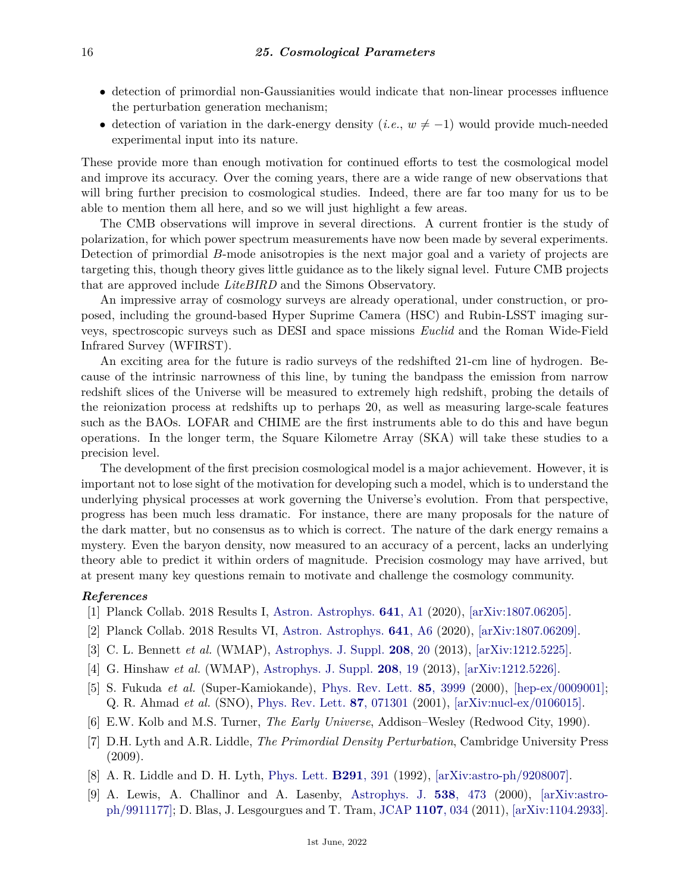- detection of primordial non-Gaussianities would indicate that non-linear processes influence the perturbation generation mechanism;
- detection of variation in the dark-energy density (*i.e.*, $w \neq -1$) would provide much-needed experimental input into its nature.

These provide more than enough motivation for continued efforts to test the cosmological model and improve its accuracy. Over the coming years, there are a wide range of new observations that will bring further precision to cosmological studies. Indeed, there are far too many for us to be able to mention them all here, and so we will just highlight a few areas.

The CMB observations will improve in several directions. A current frontier is the study of polarization, for which power spectrum measurements have now been made by several experiments. Detection of primordial $B$-mode anisotropies is the next major goal and a variety of projects are targeting this, though theory gives little guidance as to the likely signal level. Future CMB projects that are approved include *LiteBIRD* and the Simons Observatory.

An impressive array of cosmology surveys are already operational, under construction, or proposed, including the ground-based Hyper Suprime Camera (HSC) and Rubin-LSST imaging surveys, spectroscopic surveys such as DESI and space missions *Euclid* and the Roman Wide-Field Infrared Survey (WFIRST).

An exciting area for the future is radio surveys of the redshifted 21-cm line of hydrogen. Because of the intrinsic narrowness of this line, by tuning the bandpass the emission from narrow redshift slices of the Universe will be measured to extremely high redshift, probing the details of the reionization process at redshifts up to perhaps 20, as well as measuring large-scale features such as the BAOs. LOFAR and CHIME are the first instruments able to do this and have begun operations. In the longer term, the Square Kilometre Array (SKA) will take these studies to a precision level.

The development of the first precision cosmological model is a major achievement. However, it is important not to lose sight of the motivation for developing such a model, which is to understand the underlying physical processes at work governing the Universe's evolution. From that perspective, progress has been much less dramatic. For instance, there are many proposals for the nature of the dark matter, but no consensus as to which is correct. The nature of the dark energy remains a mystery. Even the baryon density, now measured to an accuracy of a percent, lacks an underlying theory able to predict it within orders of magnitude. Precision cosmology may have arrived, but at present many key questions remain to motivate and challenge the cosmology community.

***References***

[1] Planck Collab. 2018 Results I, Astron. Astrophys. **641**, A1 (2020), [arXiv:1807.06205].

[2] Planck Collab. 2018 Results VI, Astron. Astrophys. **641**, A6 (2020), [arXiv:1807.06209].

[3] C. L. Bennett *et al.* (WMAP), Astrophys. J. Suppl. **208**, 20 (2013), [arXiv:1212.5225].

[4] G. Hinshaw *et al.* (WMAP), Astrophys. J. Suppl. **208**, 19 (2013), [arXiv:1212.5226].

[5] S. Fukuda *et al.* (Super-Kamiokande), Phys. Rev. Lett. **85**, 3999 (2000), [hep-ex/0009001]; Q. R. Ahmad *et al.* (SNO), Phys. Rev. Lett. **87**, 071301 (2001), [arXiv:nucl-ex/0106015].

[6] E.W. Kolb and M.S. Turner, *The Early Universe*, Addison–Wesley (Redwood City, 1990).

[7] D.H. Lyth and A.R. Liddle, *The Primordial Density Perturbation*, Cambridge University Press (2009).

[8] A. R. Liddle and D. H. Lyth, Phys. Lett. **B291**, 391 (1992), [arXiv:astro-ph/9208007].

[9] A. Lewis, A. Challinor and A. Lasenby, Astrophys. J. **538**, 473 (2000), [arXiv:astro-ph/9911177]; D. Blas, J. Lesgourgues and T. Tram, JCAP **1107**, 034 (2011), [arXiv:1104.2933].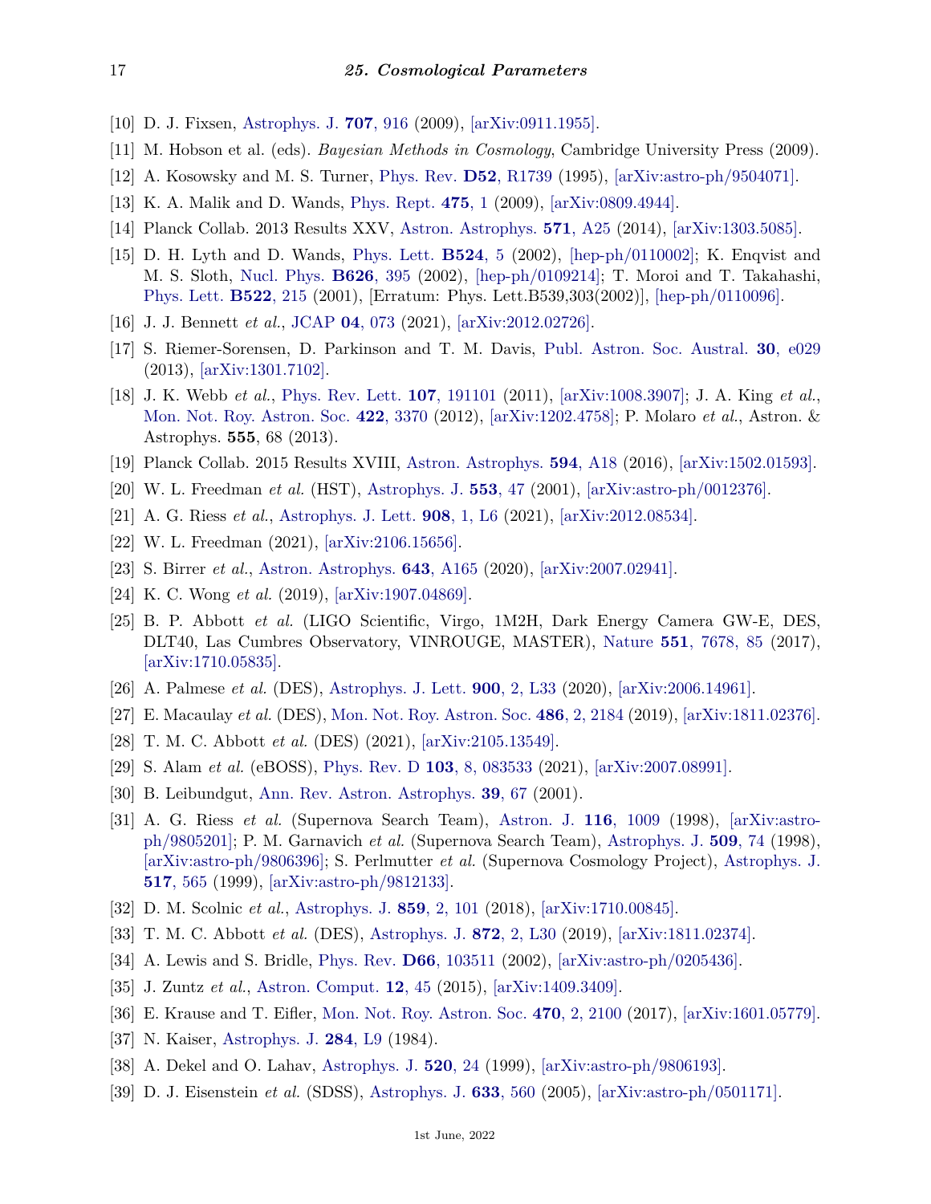[10] D. J. Fixsen, Astrophys. J. **707**, 916 (2009), [arXiv:0911.1955].

[11] M. Hobson et al. (eds). *Bayesian Methods in Cosmology*, Cambridge University Press (2009).

[12] A. Kosowsky and M. S. Turner, Phys. Rev. **D52**, R1739 (1995), [arXiv:astro-ph/9504071].

[13] K. A. Malik and D. Wands, Phys. Rept. **475**, 1 (2009), [arXiv:0809.4944].

[14] Planck Collab. 2013 Results XXV, Astron. Astrophys. **571**, A25 (2014), [arXiv:1303.5085].

[15] D. H. Lyth and D. Wands, Phys. Lett. **B524**, 5 (2002), [hep-ph/0110002]; K. Enqvist and M. S. Sloth, Nucl. Phys. **B626**, 395 (2002), [hep-ph/0109214]; T. Moroi and T. Takahashi, Phys. Lett. **B522**, 215 (2001), [Erratum: Phys. Lett.B539,303(2002)], [hep-ph/0110096].

[16] J. J. Bennett *et al.*, JCAP **04**, 073 (2021), [arXiv:2012.02726].

[17] S. Riemer-Sorensen, D. Parkinson and T. M. Davis, Publ. Astron. Soc. Austral. **30**, e029 (2013), [arXiv:1301.7102].

[18] J. K. Webb *et al.*, Phys. Rev. Lett. **107**, 191101 (2011), [arXiv:1008.3907]; J. A. King *et al.*, Mon. Not. Roy. Astron. Soc. **422**, 3370 (2012), [arXiv:1202.4758]; P. Molaro *et al.*, Astron. & Astrophys. **555**, 68 (2013).

[19] Planck Collab. 2015 Results XVIII, Astron. Astrophys. **594**, A18 (2016), [arXiv:1502.01593].

[20] W. L. Freedman *et al.* (HST), Astrophys. J. **553**, 47 (2001), [arXiv:astro-ph/0012376].

[21] A. G. Riess *et al.*, Astrophys. J. Lett. **908**, 1, L6 (2021), [arXiv:2012.08534].

[22] W. L. Freedman (2021), [arXiv:2106.15656].

[23] S. Birrer *et al.*, Astron. Astrophys. **643**, A165 (2020), [arXiv:2007.02941].

[24] K. C. Wong *et al.* (2019), [arXiv:1907.04869].

[25] B. P. Abbott *et al.* (LIGO Scientific, Virgo, 1M2H, Dark Energy Camera GW-E, DES, DLT40, Las Cumbres Observatory, VINROUGE, MASTER), Nature **551**, 7678, 85 (2017), [arXiv:1710.05835].

[26] A. Palmese *et al.* (DES), Astrophys. J. Lett. **900**, 2, L33 (2020), [arXiv:2006.14961].

[27] E. Macaulay *et al.* (DES), Mon. Not. Roy. Astron. Soc. **486**, 2, 2184 (2019), [arXiv:1811.02376].

[28] T. M. C. Abbott *et al.* (DES) (2021), [arXiv:2105.13549].

[29] S. Alam *et al.* (eBOSS), Phys. Rev. D **103**, 8, 083533 (2021), [arXiv:2007.08991].

[30] B. Leibundgut, Ann. Rev. Astron. Astrophys. **39**, 67 (2001).

[31] A. G. Riess *et al.* (Supernova Search Team), Astron. J. **116**, 1009 (1998), [arXiv:astro-ph/9805201]; P. M. Garnavich *et al.* (Supernova Search Team), Astrophys. J. **509**, 74 (1998), [arXiv:astro-ph/9806396]; S. Perlmutter *et al.* (Supernova Cosmology Project), Astrophys. J. **517**, 565 (1999), [arXiv:astro-ph/9812133].

[32] D. M. Scolnic *et al.*, Astrophys. J. **859**, 2, 101 (2018), [arXiv:1710.00845].

[33] T. M. C. Abbott *et al.* (DES), Astrophys. J. **872**, 2, L30 (2019), [arXiv:1811.02374].

[34] A. Lewis and S. Bridle, Phys. Rev. **D66**, 103511 (2002), [arXiv:astro-ph/0205436].

[35] J. Zuntz *et al.*, Astron. Comput. **12**, 45 (2015), [arXiv:1409.3409].

[36] E. Krause and T. Eifler, Mon. Not. Roy. Astron. Soc. **470**, 2, 2100 (2017), [arXiv:1601.05779].

[37] N. Kaiser, Astrophys. J. **284**, L9 (1984).

[38] A. Dekel and O. Lahav, Astrophys. J. **520**, 24 (1999), [arXiv:astro-ph/9806193].

[39] D. J. Eisenstein *et al.* (SDSS), Astrophys. J. **633**, 560 (2005), [arXiv:astro-ph/0501171].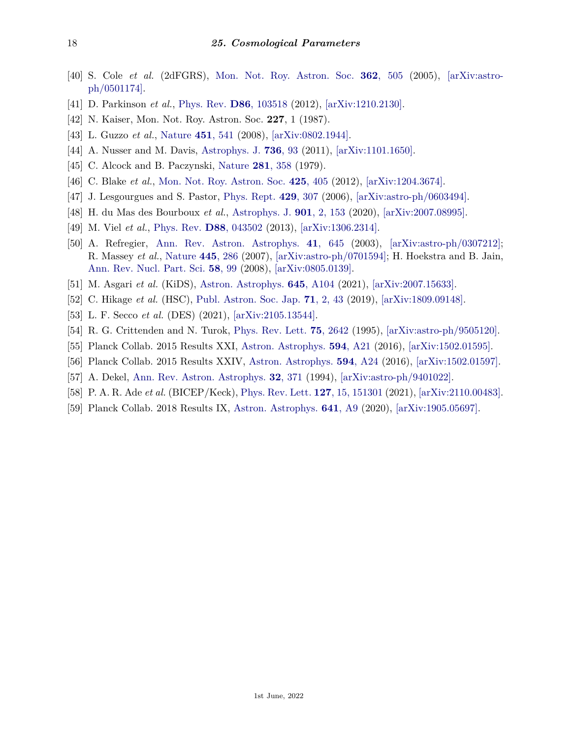[40] S. Cole *et al.* (2dFGRS), Mon. Not. Roy. Astron. Soc. **362**, 505 (2005), [arXiv:astro-ph/0501174].

[41] D. Parkinson *et al.*, Phys. Rev. **D86**, 103518 (2012), [arXiv:1210.2130].

[42] N. Kaiser, Mon. Not. Roy. Astron. Soc. **227**, 1 (1987).

[43] L. Guzzo *et al.*, Nature **451**, 541 (2008), [arXiv:0802.1944].

[44] A. Nusser and M. Davis, Astrophys. J. **736**, 93 (2011), [arXiv:1101.1650].

[45] C. Alcock and B. Paczynski, Nature **281**, 358 (1979).

[46] C. Blake *et al.*, Mon. Not. Roy. Astron. Soc. **425**, 405 (2012), [arXiv:1204.3674].

[47] J. Lesgourgues and S. Pastor, Phys. Rept. **429**, 307 (2006), [arXiv:astro-ph/0603494].

[48] H. du Mas des Bourboux *et al.*, Astrophys. J. **901**, 2, 153 (2020), [arXiv:2007.08995].

[49] M. Viel *et al.*, Phys. Rev. **D88**, 043502 (2013), [arXiv:1306.2314].

[50] A. Refregier, Ann. Rev. Astron. Astrophys. **41**, 645 (2003), [arXiv:astro-ph/0307212]; R. Massey *et al.*, Nature **445**, 286 (2007), [arXiv:astro-ph/0701594]; H. Hoekstra and B. Jain, Ann. Rev. Nucl. Part. Sci. **58**, 99 (2008), [arXiv:0805.0139].

[51] M. Asgari *et al.* (KiDS), Astron. Astrophys. **645**, A104 (2021), [arXiv:2007.15633].

[52] C. Hikage *et al.* (HSC), Publ. Astron. Soc. Jap. **71**, 2, 43 (2019), [arXiv:1809.09148].

[53] L. F. Secco *et al.* (DES) (2021), [arXiv:2105.13544].

[54] R. G. Crittenden and N. Turok, Phys. Rev. Lett. **75**, 2642 (1995), [arXiv:astro-ph/9505120].

[55] Planck Collab. 2015 Results XXI, Astron. Astrophys. **594**, A21 (2016), [arXiv:1502.01595].

[56] Planck Collab. 2015 Results XXIV, Astron. Astrophys. **594**, A24 (2016), [arXiv:1502.01597].

[57] A. Dekel, Ann. Rev. Astron. Astrophys. **32**, 371 (1994), [arXiv:astro-ph/9401022].

[58] P. A. R. Ade *et al.* (BICEP/Keck), Phys. Rev. Lett. **127**, 15, 151301 (2021), [arXiv:2110.00483].

[59] Planck Collab. 2018 Results IX, Astron. Astrophys. **641**, A9 (2020), [arXiv:1905.05697].